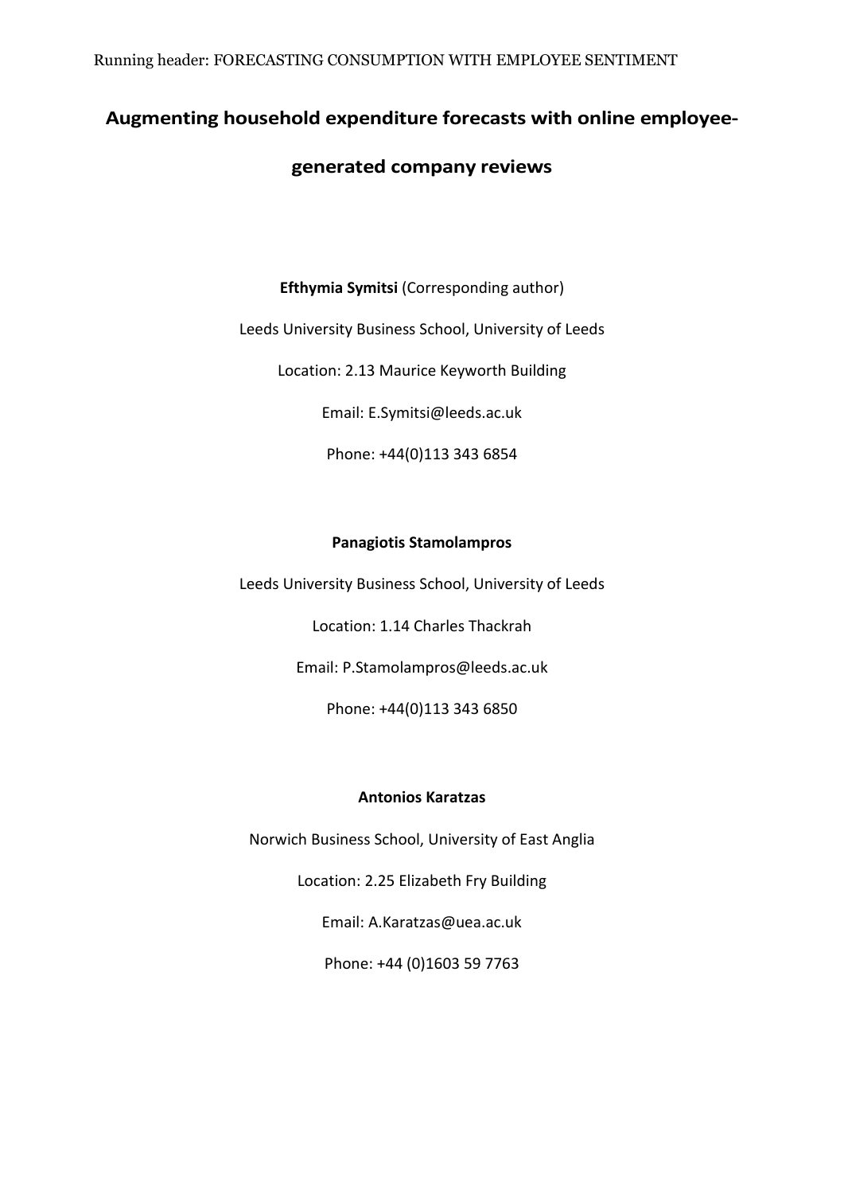# Augmenting household expenditure forecasts with online employee-generated company reviews

**Efthymia Symitsi** (Corresponding author)

Leeds University Business School, University of Leeds

Location: 2.13 Maurice Keyworth Building

Email: E.Symitsi@leeds.ac.uk

Phone: +44(0)113 343 6854

**Panagiotis Stamolampros**

Leeds University Business School, University of Leeds

Location: 1.14 Charles Thackrah

Email: P.Stamolampros@leeds.ac.uk

Phone: +44(0)113 343 6850

**Antonios Karatzas**

Norwich Business School, University of East Anglia

Location: 2.25 Elizabeth Fry Building

Email: A.Karatzas@uea.ac.uk

Phone: +44 (0)1603 59 7763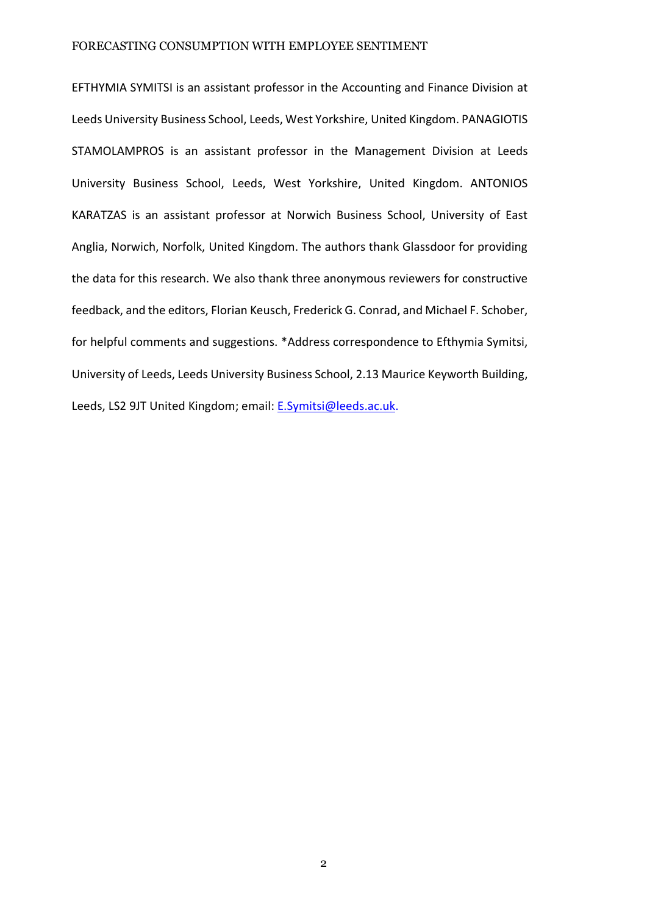EFTHYMIA SYMITSI is an assistant professor in the Accounting and Finance Division at Leeds University Business School, Leeds, West Yorkshire, United Kingdom. PANAGIOTIS STAMOLAMPROS is an assistant professor in the Management Division at Leeds University Business School, Leeds, West Yorkshire, United Kingdom. ANTONIOS KARATZAS is an assistant professor at Norwich Business School, University of East Anglia, Norwich, Norfolk, United Kingdom. The authors thank Glassdoor for providing the data for this research. We also thank three anonymous reviewers for constructive feedback, and the editors, Florian Keusch, Frederick G. Conrad, and Michael F. Schober, for helpful comments and suggestions. *Address correspondence to Efthymia Symitsi, University of Leeds, Leeds University Business School, 2.13 Maurice Keyworth Building, Leeds, LS2 9JT United Kingdom; email: E.Symitsi@leeds.ac.uk.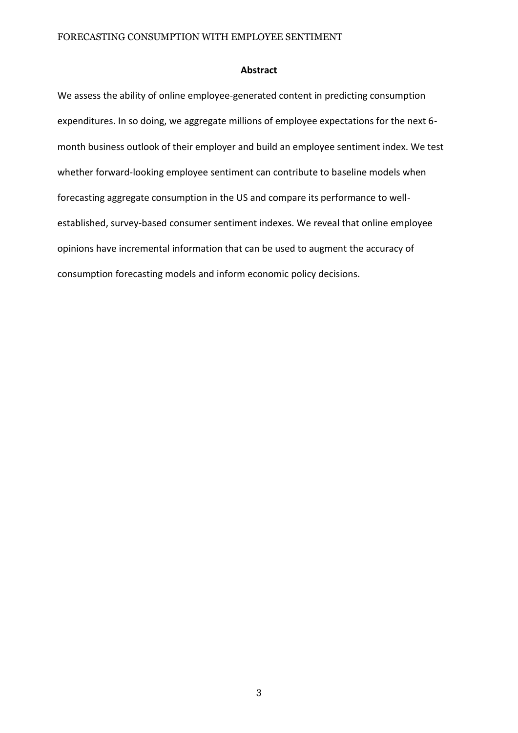## Abstract

We assess the ability of online employee-generated content in predicting consumption expenditures. In so doing, we aggregate millions of employee expectations for the next 6-month business outlook of their employer and build an employee sentiment index. We test whether forward-looking employee sentiment can contribute to baseline models when forecasting aggregate consumption in the US and compare its performance to well-established, survey-based consumer sentiment indexes. We reveal that online employee opinions have incremental information that can be used to augment the accuracy of consumption forecasting models and inform economic policy decisions.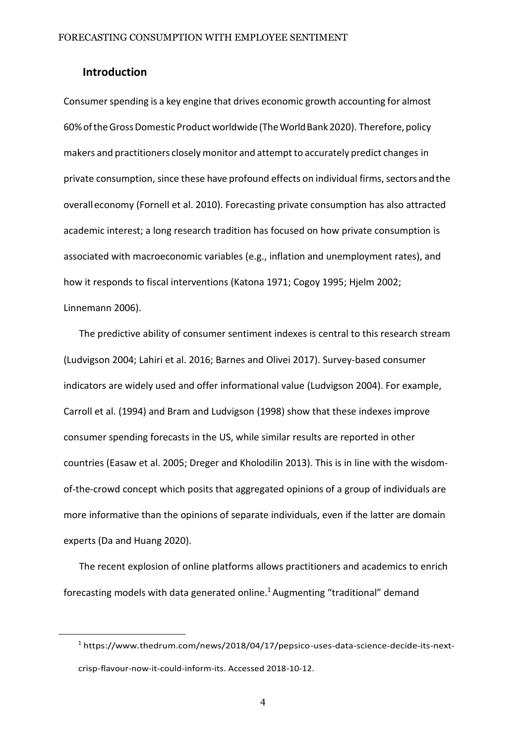## Introduction

Consumer spending is a key engine that drives economic growth accounting for almost 60% of the Gross Domestic Product worldwide (The World Bank 2020). Therefore, policy makers and practitioners closely monitor and attempt to accurately predict changes in private consumption, since these have profound effects on individual firms, sectors and the overall economy (Fornell et al. 2010). Forecasting private consumption has also attracted academic interest; a long research tradition has focused on how private consumption is associated with macroeconomic variables (e.g., inflation and unemployment rates), and how it responds to fiscal interventions (Katona 1971; Cogoy 1995; Hjelm 2002; Linnemann 2006).

The predictive ability of consumer sentiment indexes is central to this research stream (Ludvigson 2004; Lahiri et al. 2016; Barnes and Olivei 2017). Survey-based consumer indicators are widely used and offer informational value (Ludvigson 2004). For example, Carroll et al. (1994) and Bram and Ludvigson (1998) show that these indexes improve consumer spending forecasts in the US, while similar results are reported in other countries (Easaw et al. 2005; Dreger and Kholodilin 2013). This is in line with the wisdom-of-the-crowd concept which posits that aggregated opinions of a group of individuals are more informative than the opinions of separate individuals, even if the latter are domain experts (Da and Huang 2020).

The recent explosion of online platforms allows practitioners and academics to enrich forecasting models with data generated online.[1] Augmenting "traditional" demand

[1] https://www.thedrum.com/news/2018/04/17/pepsico-uses-data-science-decide-its-next-crisp-flavour-now-it-could-inform-its. Accessed 2018-10-12.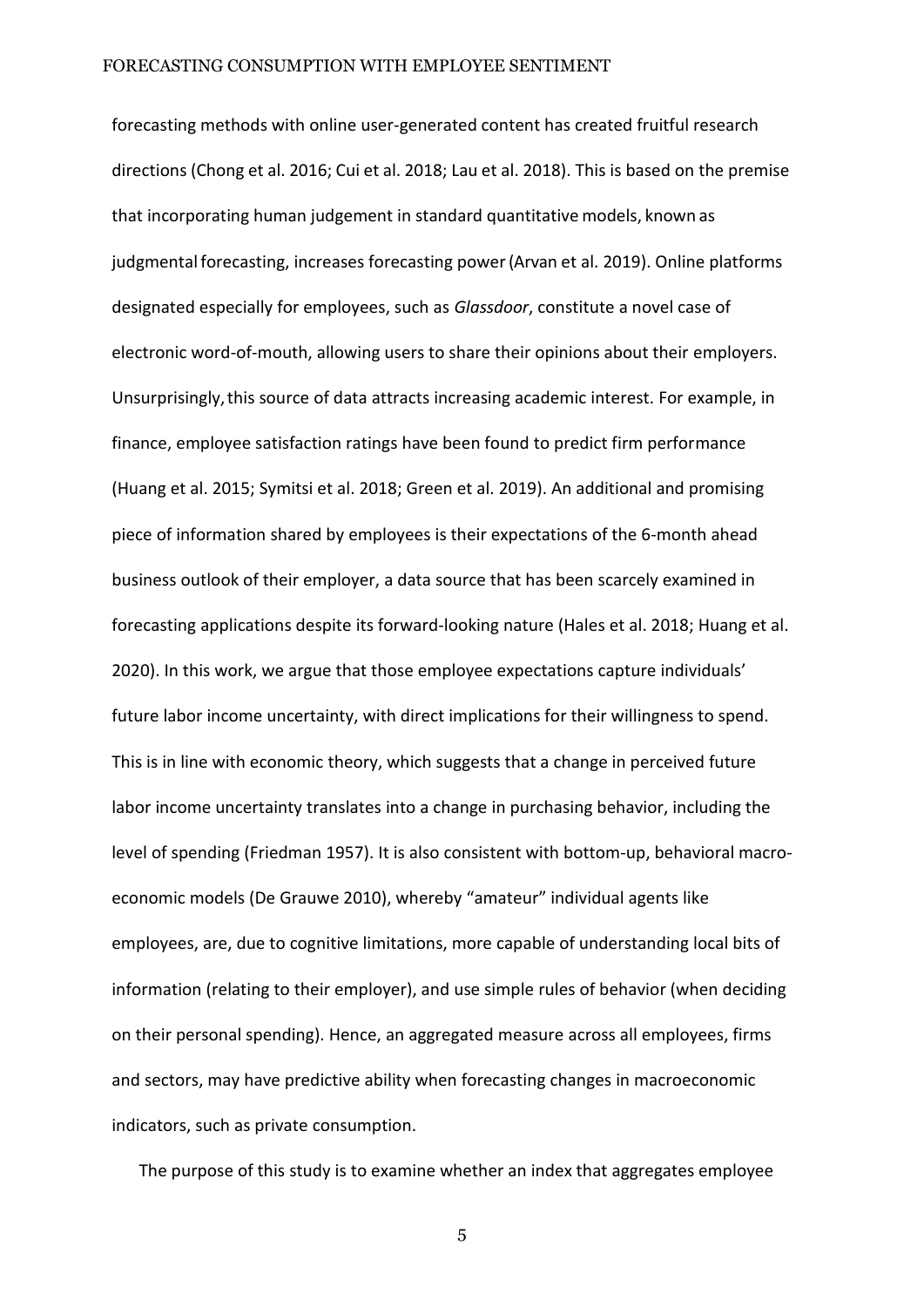forecasting methods with online user-generated content has created fruitful research directions (Chong et al. 2016; Cui et al. 2018; Lau et al. 2018). This is based on the premise that incorporating human judgement in standard quantitative models, known as judgmental forecasting, increases forecasting power (Arvan et al. 2019). Online platforms designated especially for employees, such as *Glassdoor*, constitute a novel case of electronic word-of-mouth, allowing users to share their opinions about their employers. Unsurprisingly, this source of data attracts increasing academic interest. For example, in finance, employee satisfaction ratings have been found to predict firm performance (Huang et al. 2015; Symitsi et al. 2018; Green et al. 2019). An additional and promising piece of information shared by employees is their expectations of the 6-month ahead business outlook of their employer, a data source that has been scarcely examined in forecasting applications despite its forward-looking nature (Hales et al. 2018; Huang et al. 2020). In this work, we argue that those employee expectations capture individuals' future labor income uncertainty, with direct implications for their willingness to spend. This is in line with economic theory, which suggests that a change in perceived future labor income uncertainty translates into a change in purchasing behavior, including the level of spending (Friedman 1957). It is also consistent with bottom-up, behavioral macro-economic models (De Grauwe 2010), whereby "amateur" individual agents like employees, are, due to cognitive limitations, more capable of understanding local bits of information (relating to their employer), and use simple rules of behavior (when deciding on their personal spending). Hence, an aggregated measure across all employees, firms and sectors, may have predictive ability when forecasting changes in macroeconomic indicators, such as private consumption.

The purpose of this study is to examine whether an index that aggregates employee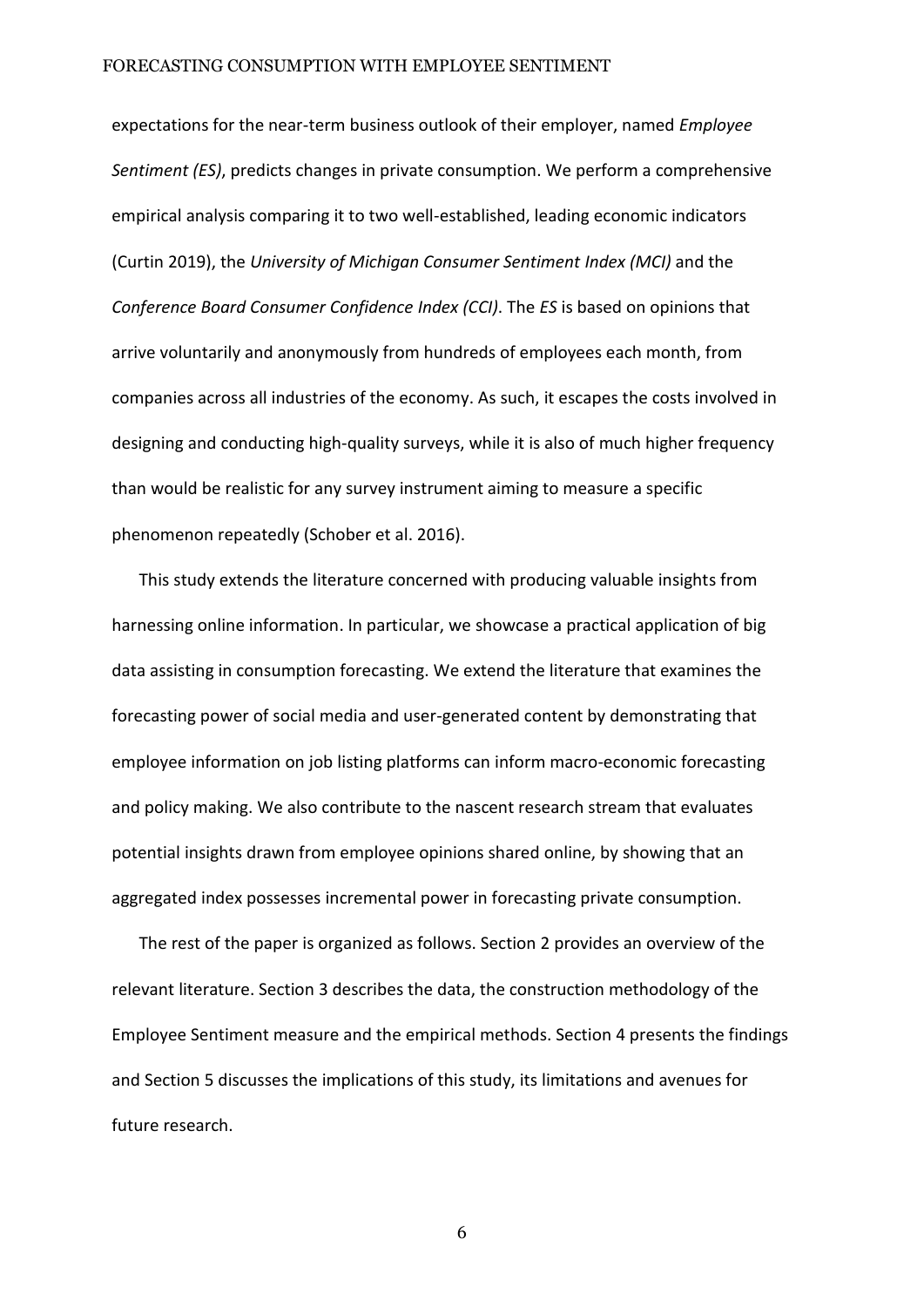expectations for the near-term business outlook of their employer, named *Employee Sentiment (ES)*, predicts changes in private consumption. We perform a comprehensive empirical analysis comparing it to two well-established, leading economic indicators (Curtin 2019), the *University of Michigan Consumer Sentiment Index (MCI)* and the *Conference Board Consumer Confidence Index (CCI)*. The *ES* is based on opinions that arrive voluntarily and anonymously from hundreds of employees each month, from companies across all industries of the economy. As such, it escapes the costs involved in designing and conducting high-quality surveys, while it is also of much higher frequency than would be realistic for any survey instrument aiming to measure a specific phenomenon repeatedly (Schober et al. 2016).

This study extends the literature concerned with producing valuable insights from harnessing online information. In particular, we showcase a practical application of big data assisting in consumption forecasting. We extend the literature that examines the forecasting power of social media and user-generated content by demonstrating that employee information on job listing platforms can inform macro-economic forecasting and policy making. We also contribute to the nascent research stream that evaluates potential insights drawn from employee opinions shared online, by showing that an aggregated index possesses incremental power in forecasting private consumption.

The rest of the paper is organized as follows. Section 2 provides an overview of the relevant literature. Section 3 describes the data, the construction methodology of the Employee Sentiment measure and the empirical methods. Section 4 presents the findings and Section 5 discusses the implications of this study, its limitations and avenues for future research.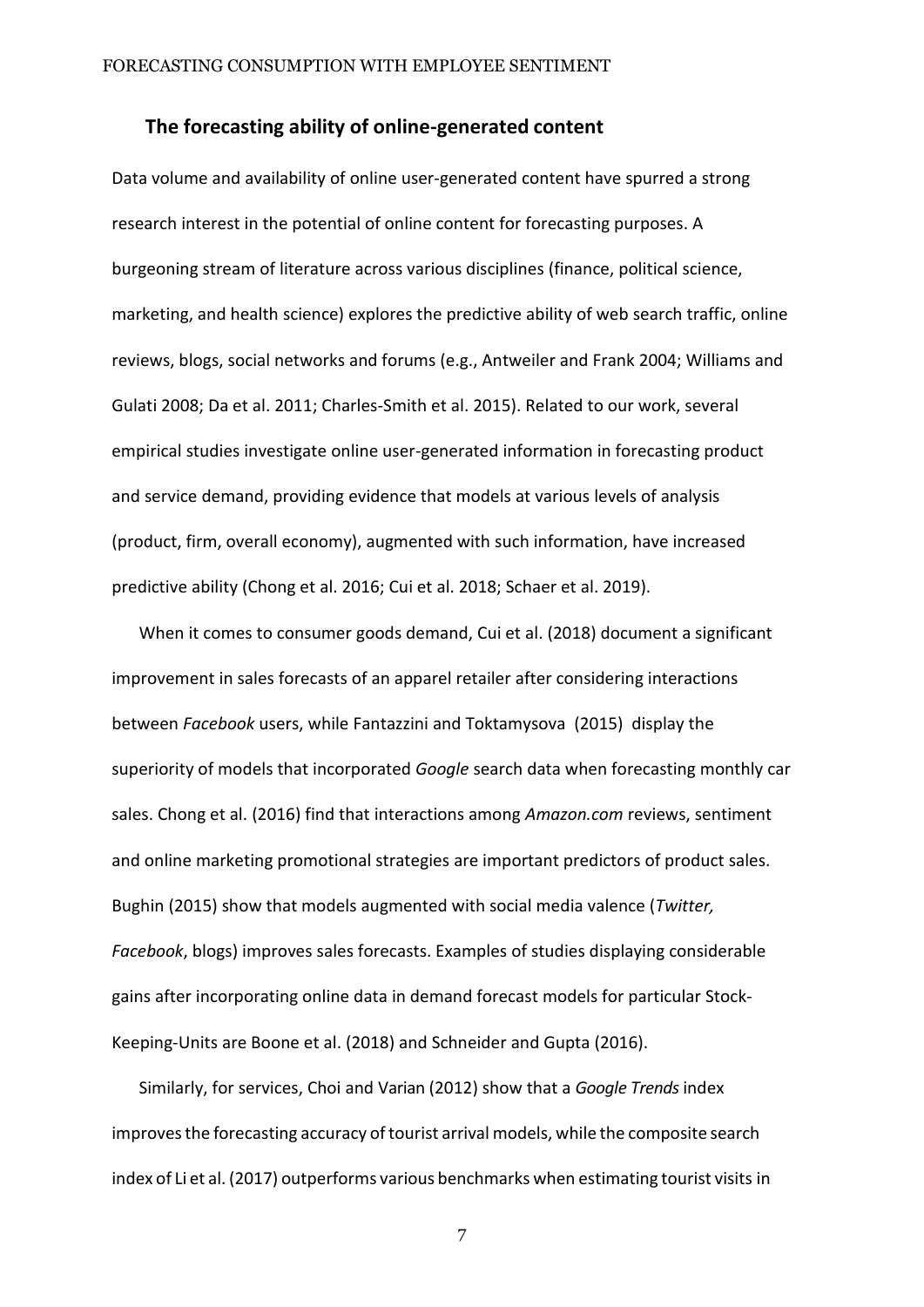## The forecasting ability of online-generated content

Data volume and availability of online user-generated content have spurred a strong research interest in the potential of online content for forecasting purposes. A burgeoning stream of literature across various disciplines (finance, political science, marketing, and health science) explores the predictive ability of web search traffic, online reviews, blogs, social networks and forums (e.g., Antweiler and Frank 2004; Williams and Gulati 2008; Da et al. 2011; Charles-Smith et al. 2015). Related to our work, several empirical studies investigate online user-generated information in forecasting product and service demand, providing evidence that models at various levels of analysis (product, firm, overall economy), augmented with such information, have increased predictive ability (Chong et al. 2016; Cui et al. 2018; Schaer et al. 2019).

When it comes to consumer goods demand, Cui et al. (2018) document a significant improvement in sales forecasts of an apparel retailer after considering interactions between *Facebook* users, while Fantazzini and Toktamysova (2015) display the superiority of models that incorporated *Google* search data when forecasting monthly car sales. Chong et al. (2016) find that interactions among *Amazon.com* reviews, sentiment and online marketing promotional strategies are important predictors of product sales. Bughin (2015) show that models augmented with social media valence (*Twitter, Facebook*, blogs) improves sales forecasts. Examples of studies displaying considerable gains after incorporating online data in demand forecast models for particular Stock-Keeping-Units are Boone et al. (2018) and Schneider and Gupta (2016).

Similarly, for services, Choi and Varian (2012) show that a *Google Trends* index improves the forecasting accuracy of tourist arrival models, while the composite search index of Li et al. (2017) outperforms various benchmarks when estimating tourist visits in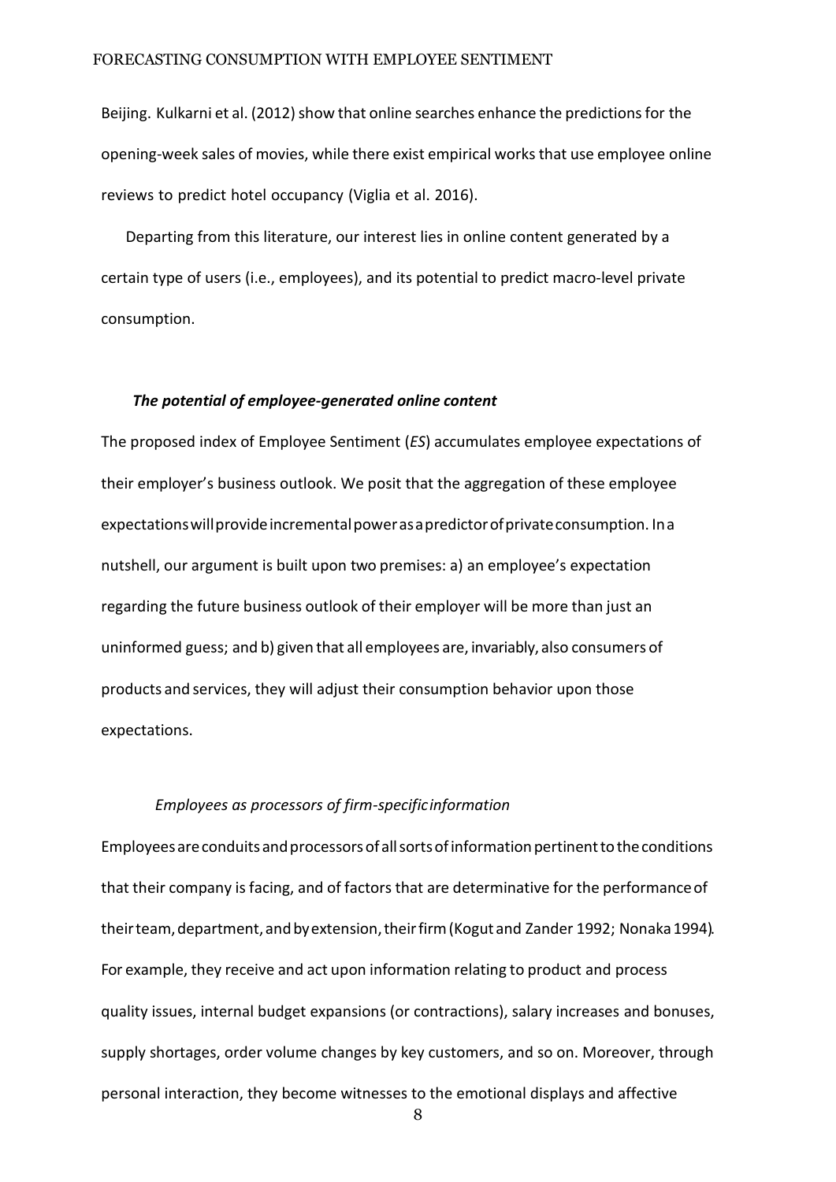Beijing. Kulkarni et al. (2012) show that online searches enhance the predictions for the opening-week sales of movies, while there exist empirical works that use employee online reviews to predict hotel occupancy (Viglia et al. 2016).

Departing from this literature, our interest lies in online content generated by a certain type of users (i.e., employees), and its potential to predict macro-level private consumption.

### *The potential of employee-generated online content*

The proposed index of Employee Sentiment (*ES*) accumulates employee expectations of their employer's business outlook. We posit that the aggregation of these employee expectations will provide incremental power as a predictor of private consumption. In a nutshell, our argument is built upon two premises: a) an employee's expectation regarding the future business outlook of their employer will be more than just an uninformed guess; and b) given that all employees are, invariably, also consumers of products and services, they will adjust their consumption behavior upon those expectations.

#### *Employees as processors of firm-specific information*

Employees are conduits and processors of all sorts of information pertinent to the conditions that their company is facing, and of factors that are determinative for the performance of their team, department, and by extension, their firm (Kogut and Zander 1992; Nonaka 1994). For example, they receive and act upon information relating to product and process quality issues, internal budget expansions (or contractions), salary increases and bonuses, supply shortages, order volume changes by key customers, and so on. Moreover, through personal interaction, they become witnesses to the emotional displays and affective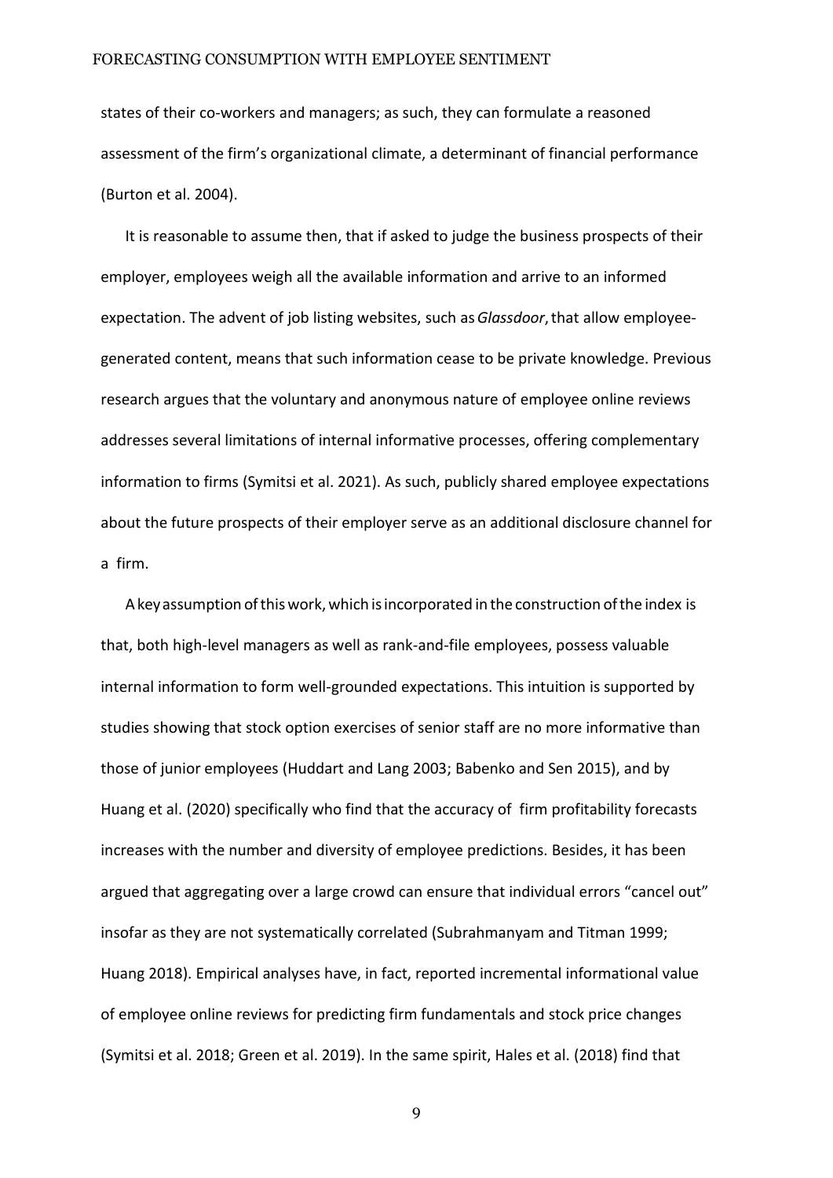states of their co-workers and managers; as such, they can formulate a reasoned assessment of the firm's organizational climate, a determinant of financial performance (Burton et al. 2004).

It is reasonable to assume then, that if asked to judge the business prospects of their employer, employees weigh all the available information and arrive to an informed expectation. The advent of job listing websites, such as *Glassdoor*, that allow employee-generated content, means that such information cease to be private knowledge. Previous research argues that the voluntary and anonymous nature of employee online reviews addresses several limitations of internal informative processes, offering complementary information to firms (Symitsi et al. 2021). As such, publicly shared employee expectations about the future prospects of their employer serve as an additional disclosure channel for a firm.

A key assumption of this work, which is incorporated in the construction of the index is that, both high-level managers as well as rank-and-file employees, possess valuable internal information to form well-grounded expectations. This intuition is supported by studies showing that stock option exercises of senior staff are no more informative than those of junior employees (Huddart and Lang 2003; Babenko and Sen 2015), and by Huang et al. (2020) specifically who find that the accuracy of firm profitability forecasts increases with the number and diversity of employee predictions. Besides, it has been argued that aggregating over a large crowd can ensure that individual errors "cancel out" insofar as they are not systematically correlated (Subrahmanyam and Titman 1999; Huang 2018). Empirical analyses have, in fact, reported incremental informational value of employee online reviews for predicting firm fundamentals and stock price changes (Symitsi et al. 2018; Green et al. 2019). In the same spirit, Hales et al. (2018) find that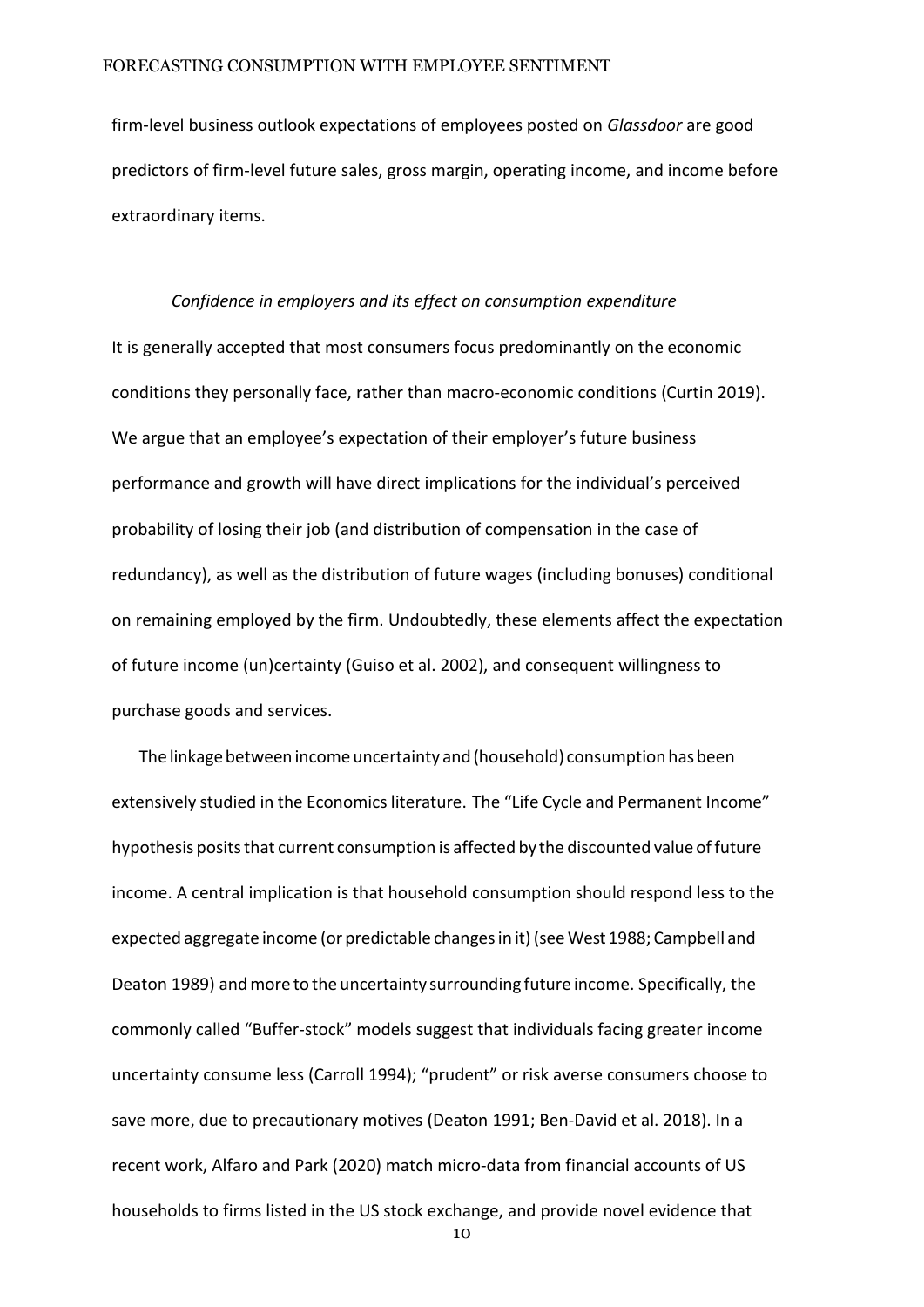firm-level business outlook expectations of employees posted on *Glassdoor* are good predictors of firm-level future sales, gross margin, operating income, and income before extraordinary items.

### *Confidence in employers and its effect on consumption expenditure*

It is generally accepted that most consumers focus predominantly on the economic conditions they personally face, rather than macro-economic conditions (Curtin 2019). We argue that an employee's expectation of their employer's future business performance and growth will have direct implications for the individual's perceived probability of losing their job (and distribution of compensation in the case of redundancy), as well as the distribution of future wages (including bonuses) conditional on remaining employed by the firm. Undoubtedly, these elements affect the expectation of future income (un)certainty (Guiso et al. 2002), and consequent willingness to purchase goods and services.

The linkage between income uncertainty and (household) consumption has been extensively studied in the Economics literature. The "Life Cycle and Permanent Income" hypothesis posits that current consumption is affected by the discounted value of future income. A central implication is that household consumption should respond less to the expected aggregate income (or predictable changes in it) (see West 1988; Campbell and Deaton 1989) and more to the uncertainty surrounding future income. Specifically, the commonly called "Buffer-stock" models suggest that individuals facing greater income uncertainty consume less (Carroll 1994); "prudent" or risk averse consumers choose to save more, due to precautionary motives (Deaton 1991; Ben-David et al. 2018). In a recent work, Alfaro and Park (2020) match micro-data from financial accounts of US households to firms listed in the US stock exchange, and provide novel evidence that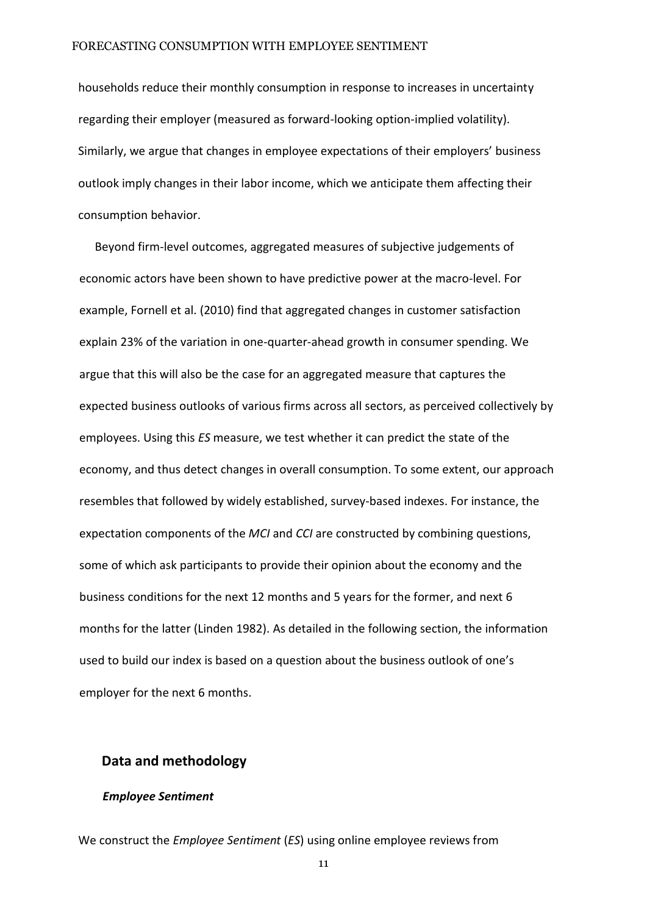households reduce their monthly consumption in response to increases in uncertainty regarding their employer (measured as forward-looking option-implied volatility). Similarly, we argue that changes in employee expectations of their employers' business outlook imply changes in their labor income, which we anticipate them affecting their consumption behavior.

Beyond firm-level outcomes, aggregated measures of subjective judgements of economic actors have been shown to have predictive power at the macro-level. For example, Fornell et al. (2010) find that aggregated changes in customer satisfaction explain 23% of the variation in one-quarter-ahead growth in consumer spending. We argue that this will also be the case for an aggregated measure that captures the expected business outlooks of various firms across all sectors, as perceived collectively by employees. Using this *ES* measure, we test whether it can predict the state of the economy, and thus detect changes in overall consumption. To some extent, our approach resembles that followed by widely established, survey-based indexes. For instance, the expectation components of the *MCI* and *CCI* are constructed by combining questions, some of which ask participants to provide their opinion about the economy and the business conditions for the next 12 months and 5 years for the former, and next 6 months for the latter (Linden 1982). As detailed in the following section, the information used to build our index is based on a question about the business outlook of one's employer for the next 6 months.

## Data and methodology

### *Employee Sentiment*

We construct the *Employee Sentiment* (*ES*) using online employee reviews from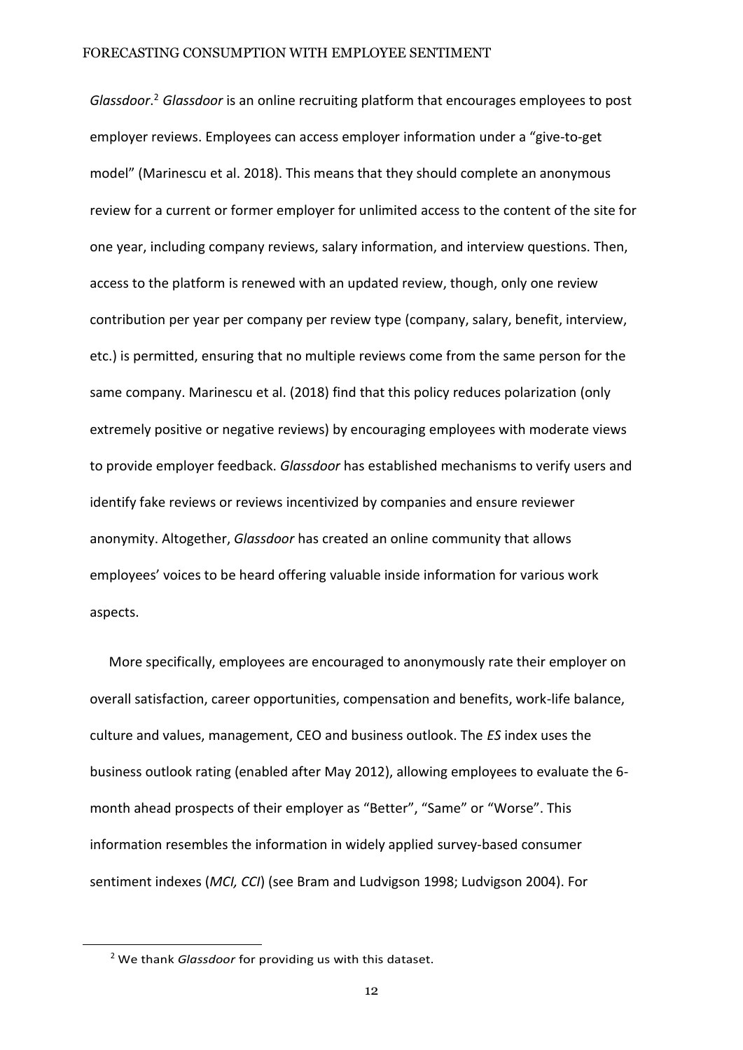*Glassdoor*.[2] *Glassdoor* is an online recruiting platform that encourages employees to post employer reviews. Employees can access employer information under a "give-to-get model" (Marinescu et al. 2018). This means that they should complete an anonymous review for a current or former employer for unlimited access to the content of the site for one year, including company reviews, salary information, and interview questions. Then, access to the platform is renewed with an updated review, though, only one review contribution per year per company per review type (company, salary, benefit, interview, etc.) is permitted, ensuring that no multiple reviews come from the same person for the same company. Marinescu et al. (2018) find that this policy reduces polarization (only extremely positive or negative reviews) by encouraging employees with moderate views to provide employer feedback. *Glassdoor* has established mechanisms to verify users and identify fake reviews or reviews incentivized by companies and ensure reviewer anonymity. Altogether, *Glassdoor* has created an online community that allows employees' voices to be heard offering valuable inside information for various work aspects.

More specifically, employees are encouraged to anonymously rate their employer on overall satisfaction, career opportunities, compensation and benefits, work-life balance, culture and values, management, CEO and business outlook. The *ES* index uses the business outlook rating (enabled after May 2012), allowing employees to evaluate the 6-month ahead prospects of their employer as "Better", "Same" or "Worse". This information resembles the information in widely applied survey-based consumer sentiment indexes (*MCI, CCI*) (see Bram and Ludvigson 1998; Ludvigson 2004). For

[2] We thank *Glassdoor* for providing us with this dataset.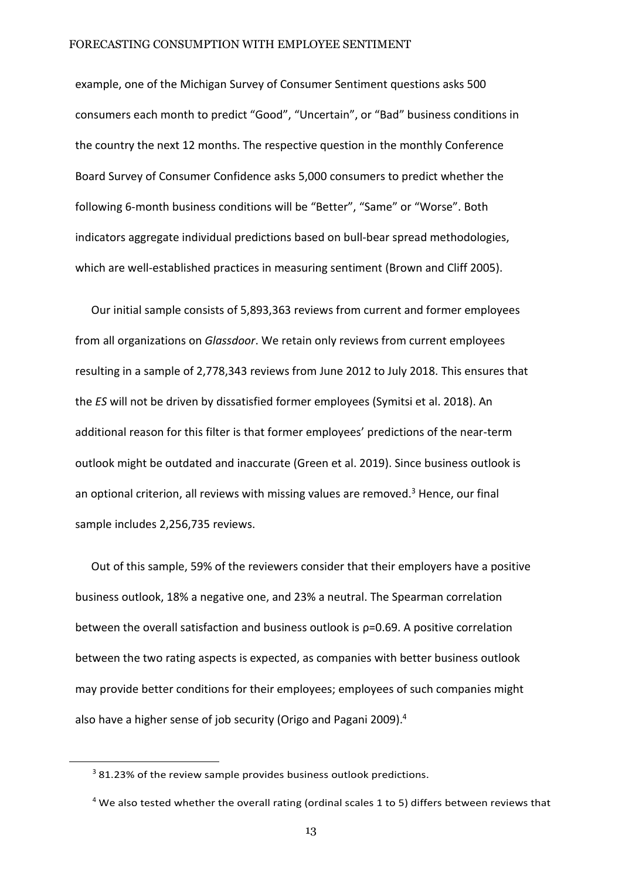example, one of the Michigan Survey of Consumer Sentiment questions asks 500 consumers each month to predict "Good", "Uncertain", or "Bad" business conditions in the country the next 12 months. The respective question in the monthly Conference Board Survey of Consumer Confidence asks 5,000 consumers to predict whether the following 6-month business conditions will be "Better", "Same" or "Worse". Both indicators aggregate individual predictions based on bull-bear spread methodologies, which are well-established practices in measuring sentiment (Brown and Cliff 2005).

Our initial sample consists of 5,893,363 reviews from current and former employees from all organizations on *Glassdoor*. We retain only reviews from current employees resulting in a sample of 2,778,343 reviews from June 2012 to July 2018. This ensures that the *ES* will not be driven by dissatisfied former employees (Symitsi et al. 2018). An additional reason for this filter is that former employees' predictions of the near-term outlook might be outdated and inaccurate (Green et al. 2019). Since business outlook is an optional criterion, all reviews with missing values are removed.[3] Hence, our final sample includes 2,256,735 reviews.

Out of this sample, 59% of the reviewers consider that their employers have a positive business outlook, 18% a negative one, and 23% a neutral. The Spearman correlation between the overall satisfaction and business outlook is $\rho$=0.69. A positive correlation between the two rating aspects is expected, as companies with better business outlook may provide better conditions for their employees; employees of such companies might also have a higher sense of job security (Origo and Pagani 2009).[4]

[3] 81.23% of the review sample provides business outlook predictions.

[4] We also tested whether the overall rating (ordinal scales 1 to 5) differs between reviews that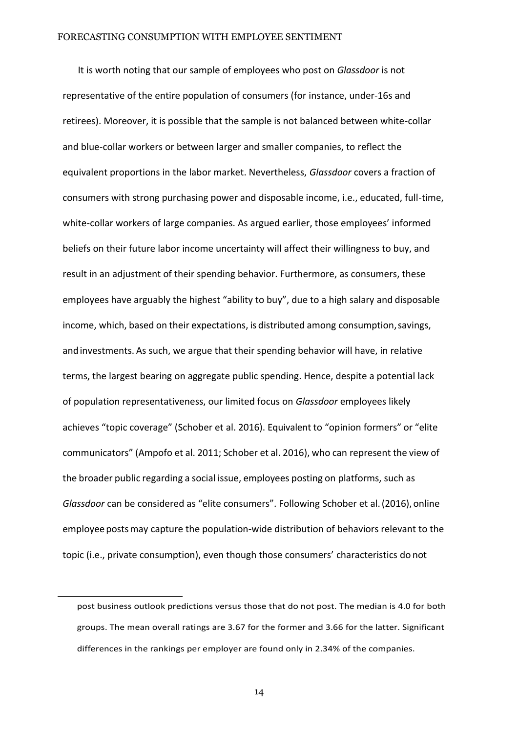It is worth noting that our sample of employees who post on *Glassdoor* is not representative of the entire population of consumers (for instance, under-16s and retirees). Moreover, it is possible that the sample is not balanced between white-collar and blue-collar workers or between larger and smaller companies, to reflect the equivalent proportions in the labor market. Nevertheless, *Glassdoor* covers a fraction of consumers with strong purchasing power and disposable income, i.e., educated, full-time, white-collar workers of large companies. As argued earlier, those employees' informed beliefs on their future labor income uncertainty will affect their willingness to buy, and result in an adjustment of their spending behavior. Furthermore, as consumers, these employees have arguably the highest "ability to buy", due to a high salary and disposable income, which, based on their expectations, is distributed among consumption, savings, and investments. As such, we argue that their spending behavior will have, in relative terms, the largest bearing on aggregate public spending. Hence, despite a potential lack of population representativeness, our limited focus on *Glassdoor* employees likely achieves "topic coverage" (Schober et al. 2016). Equivalent to "opinion formers" or "elite communicators" (Ampofo et al. 2011; Schober et al. 2016), who can represent the view of the broader public regarding a social issue, employees posting on platforms, such as *Glassdoor* can be considered as "elite consumers". Following Schober et al. (2016), online employee posts may capture the population-wide distribution of behaviors relevant to the topic (i.e., private consumption), even though those consumers' characteristics do not

post business outlook predictions versus those that do not post. The median is 4.0 for both groups. The mean overall ratings are 3.67 for the former and 3.66 for the latter. Significant differences in the rankings per employer are found only in 2.34% of the companies.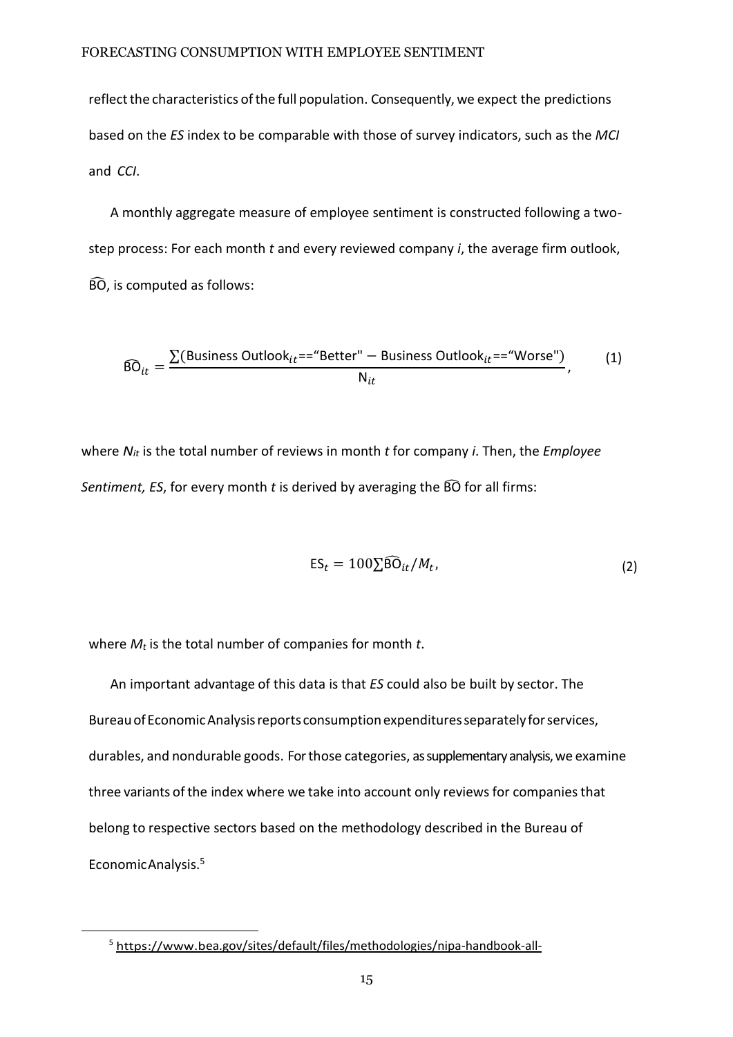reflect the characteristics of the full population. Consequently, we expect the predictions based on the *ES* index to be comparable with those of survey indicators, such as the *MCI* and *CCI*.

A monthly aggregate measure of employee sentiment is constructed following a two-step process: For each month *t* and every reviewed company *i*, the average firm outlook, $\widehat{\mathrm{BO}}$, is computed as follows:

$$\widehat{\mathrm{BO}}_{it} = \frac{\sum(\text{Business Outlook}_{it}\text{==“Better"} - \text{Business Outlook}_{it}\text{==“Worse"})}{\mathrm{N}_{it}}, \tag{1}$$

where $N_{it}$ is the total number of reviews in month *t* for company *i*. Then, the *Employee Sentiment, ES*, for every month *t* is derived by averaging the $\widehat{\mathrm{BO}}$ for all firms:

$$\mathrm{ES}_t = 100\sum\widehat{\mathrm{BO}}_{it}/M_t, \tag{2}$$

where $M_t$ is the total number of companies for month *t*.

An important advantage of this data is that *ES* could also be built by sector. The Bureau of Economic Analysis reports consumption expenditures separately for services, durables, and nondurable goods. For those categories, as supplementary analysis, we examine three variants of the index where we take into account only reviews for companies that belong to respective sectors based on the methodology described in the Bureau of Economic Analysis.[5]

[5] https://www.bea.gov/sites/default/files/methodologies/nipa-handbook-all-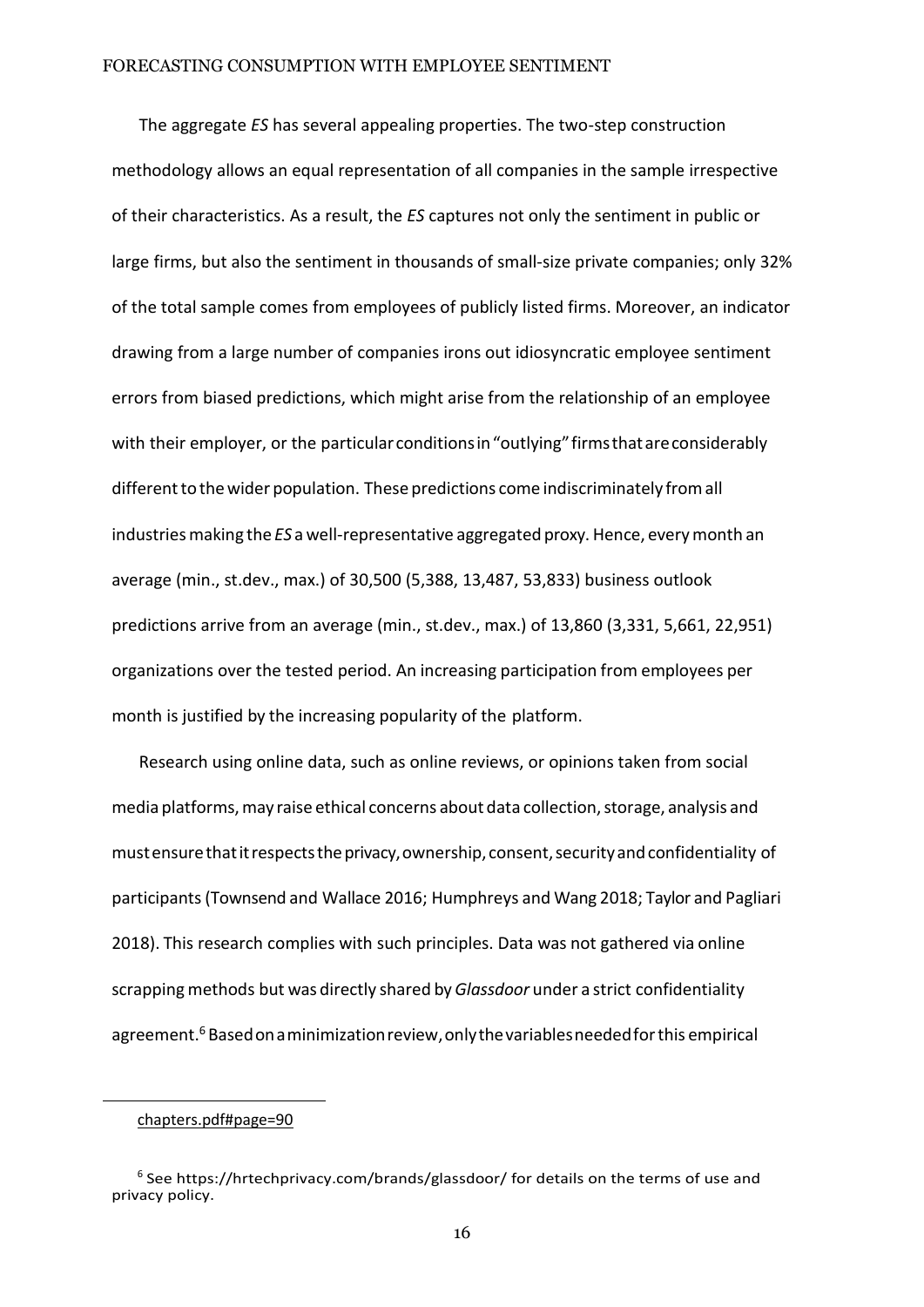The aggregate *ES* has several appealing properties. The two-step construction methodology allows an equal representation of all companies in the sample irrespective of their characteristics. As a result, the *ES* captures not only the sentiment in public or large firms, but also the sentiment in thousands of small-size private companies; only 32% of the total sample comes from employees of publicly listed firms. Moreover, an indicator drawing from a large number of companies irons out idiosyncratic employee sentiment errors from biased predictions, which might arise from the relationship of an employee with their employer, or the particular conditions in "outlying" firms that are considerably different to the wider population. These predictions come indiscriminately from all industries making the *ES* a well-representative aggregated proxy. Hence, every month an average (min., st.dev., max.) of 30,500 (5,388, 13,487, 53,833) business outlook predictions arrive from an average (min., st.dev., max.) of 13,860 (3,331, 5,661, 22,951) organizations over the tested period. An increasing participation from employees per month is justified by the increasing popularity of the platform.

Research using online data, such as online reviews, or opinions taken from social media platforms, may raise ethical concerns about data collection, storage, analysis and must ensure that it respects the privacy, ownership, consent, security and confidentiality of participants (Townsend and Wallace 2016; Humphreys and Wang 2018; Taylor and Pagliari 2018). This research complies with such principles. Data was not gathered via online scrapping methods but was directly shared by *Glassdoor* under a strict confidentiality agreement.[6] Based on a minimization review, only the variables needed for this empirical

chapters.pdf#page=90

[6] See https://hrtechprivacy.com/brands/glassdoor/ for details on the terms of use and privacy policy.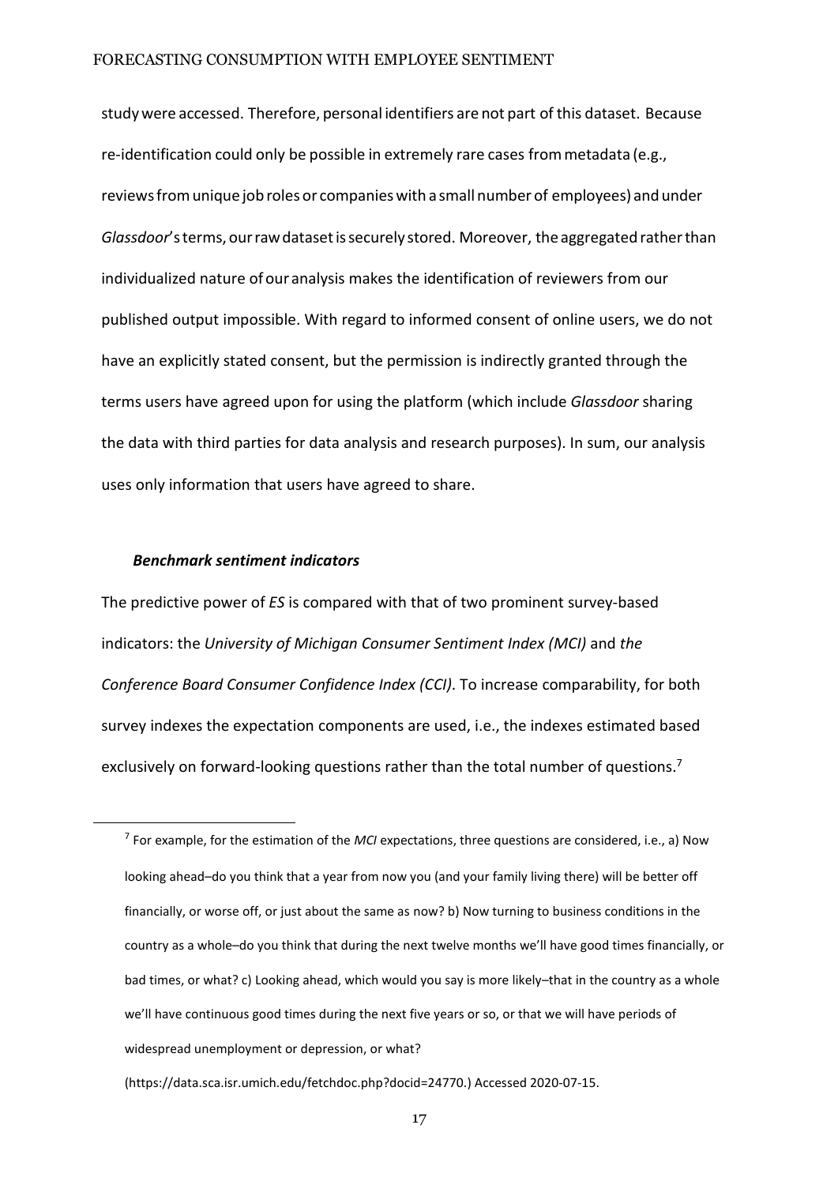study were accessed. Therefore, personal identifiers are not part of this dataset. Because re-identification could only be possible in extremely rare cases from metadata (e.g., reviews from unique job roles or companies with a small number of employees) and under *Glassdoor*'s terms, our raw dataset is securely stored. Moreover, the aggregated rather than individualized nature of our analysis makes the identification of reviewers from our published output impossible. With regard to informed consent of online users, we do not have an explicitly stated consent, but the permission is indirectly granted through the terms users have agreed upon for using the platform (which include *Glassdoor* sharing the data with third parties for data analysis and research purposes). In sum, our analysis uses only information that users have agreed to share.

***Benchmark sentiment indicators***

The predictive power of *ES* is compared with that of two prominent survey-based indicators: the *University of Michigan Consumer Sentiment Index (MCI)* and *the Conference Board Consumer Confidence Index (CCI)*. To increase comparability, for both survey indexes the expectation components are used, i.e., the indexes estimated based exclusively on forward-looking questions rather than the total number of questions.[7]

[7] For example, for the estimation of the *MCI* expectations, three questions are considered, i.e., a) Now looking ahead–do you think that a year from now you (and your family living there) will be better off financially, or worse off, or just about the same as now? b) Now turning to business conditions in the country as a whole–do you think that during the next twelve months we'll have good times financially, or bad times, or what? c) Looking ahead, which would you say is more likely–that in the country as a whole we'll have continuous good times during the next five years or so, or that we will have periods of widespread unemployment or depression, or what?

(https://data.sca.isr.umich.edu/fetchdoc.php?docid=24770.) Accessed 2020-07-15.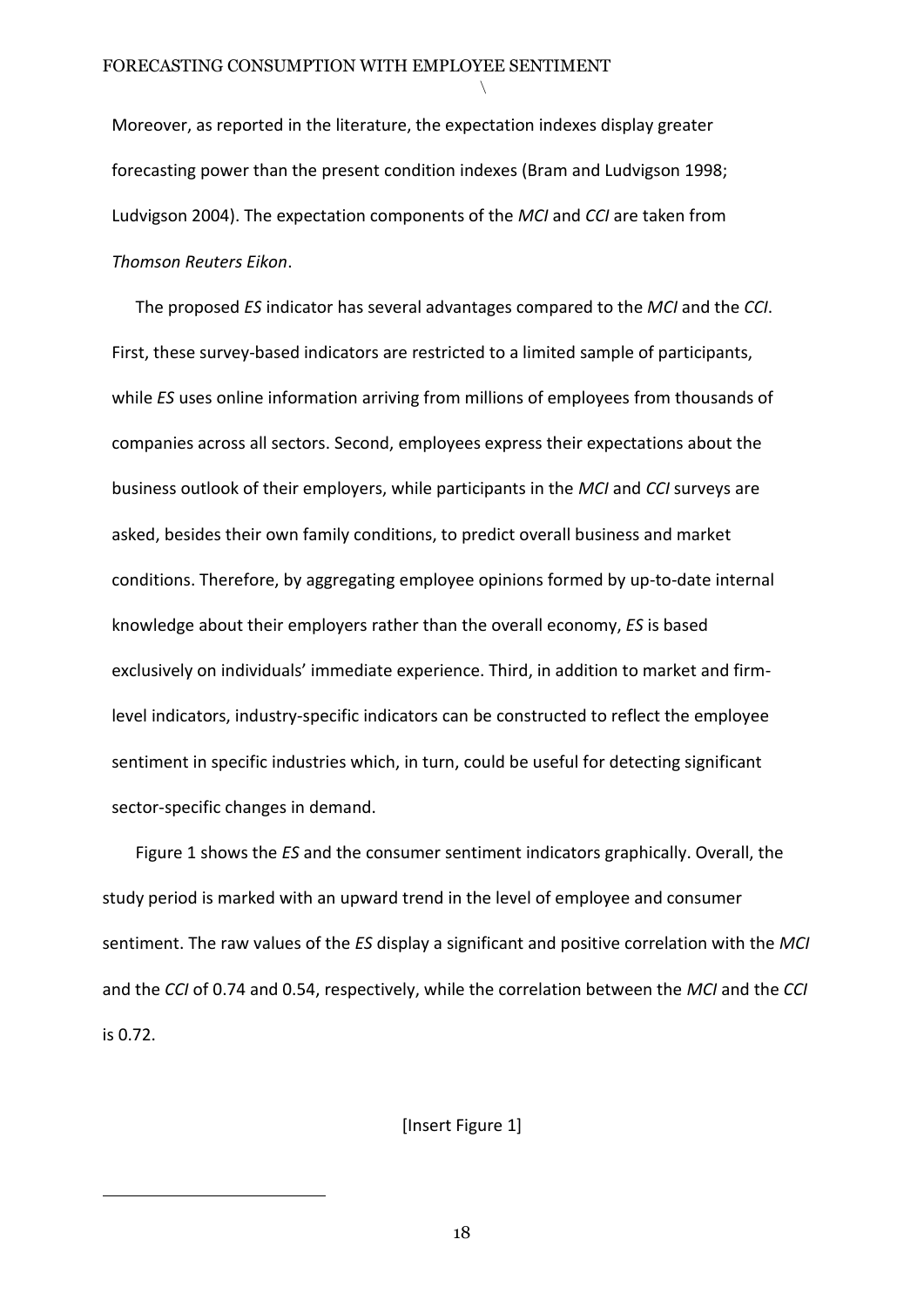Moreover, as reported in the literature, the expectation indexes display greater forecasting power than the present condition indexes (Bram and Ludvigson 1998; Ludvigson 2004). The expectation components of the *MCI* and *CCI* are taken from *Thomson Reuters Eikon*.

The proposed *ES* indicator has several advantages compared to the *MCI* and the *CCI*. First, these survey-based indicators are restricted to a limited sample of participants, while *ES* uses online information arriving from millions of employees from thousands of companies across all sectors. Second, employees express their expectations about the business outlook of their employers, while participants in the *MCI* and *CCI* surveys are asked, besides their own family conditions, to predict overall business and market conditions. Therefore, by aggregating employee opinions formed by up-to-date internal knowledge about their employers rather than the overall economy, *ES* is based exclusively on individuals' immediate experience. Third, in addition to market and firm-level indicators, industry-specific indicators can be constructed to reflect the employee sentiment in specific industries which, in turn, could be useful for detecting significant sector-specific changes in demand.

Figure 1 shows the *ES* and the consumer sentiment indicators graphically. Overall, the study period is marked with an upward trend in the level of employee and consumer sentiment. The raw values of the *ES* display a significant and positive correlation with the *MCI* and the *CCI* of 0.74 and 0.54, respectively, while the correlation between the *MCI* and the *CCI* is 0.72.

[Insert Figure 1]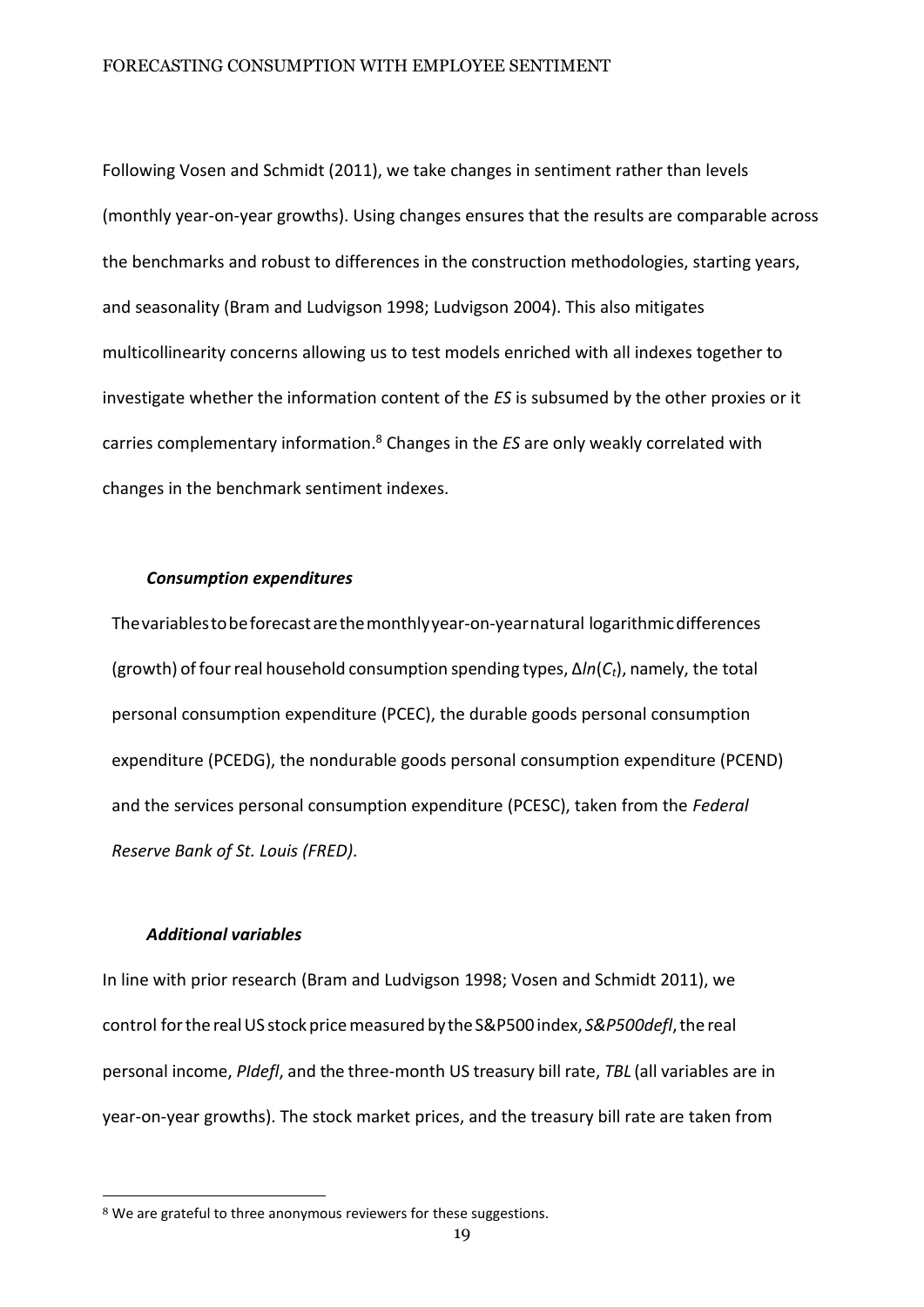Following Vosen and Schmidt (2011), we take changes in sentiment rather than levels (monthly year-on-year growths). Using changes ensures that the results are comparable across the benchmarks and robust to differences in the construction methodologies, starting years, and seasonality (Bram and Ludvigson 1998; Ludvigson 2004). This also mitigates multicollinearity concerns allowing us to test models enriched with all indexes together to investigate whether the information content of the *ES* is subsumed by the other proxies or it carries complementary information.[8] Changes in the *ES* are only weakly correlated with changes in the benchmark sentiment indexes.

#### *Consumption expenditures*

The variables to be forecast are the monthly year-on-year natural logarithmic differences (growth) of four real household consumption spending types, $\Delta ln(C_t)$, namely, the total personal consumption expenditure (PCEC), the durable goods personal consumption expenditure (PCEDG), the nondurable goods personal consumption expenditure (PCEND) and the services personal consumption expenditure (PCESC), taken from the *Federal Reserve Bank of St. Louis (FRED)*.

#### *Additional variables*

In line with prior research (Bram and Ludvigson 1998; Vosen and Schmidt 2011), we control for the real US stock price measured by the S&P500 index, *S&P500defl*, the real personal income, *PIdefl*, and the three-month US treasury bill rate, *TBL* (all variables are in year-on-year growths). The stock market prices, and the treasury bill rate are taken from

[8] We are grateful to three anonymous reviewers for these suggestions.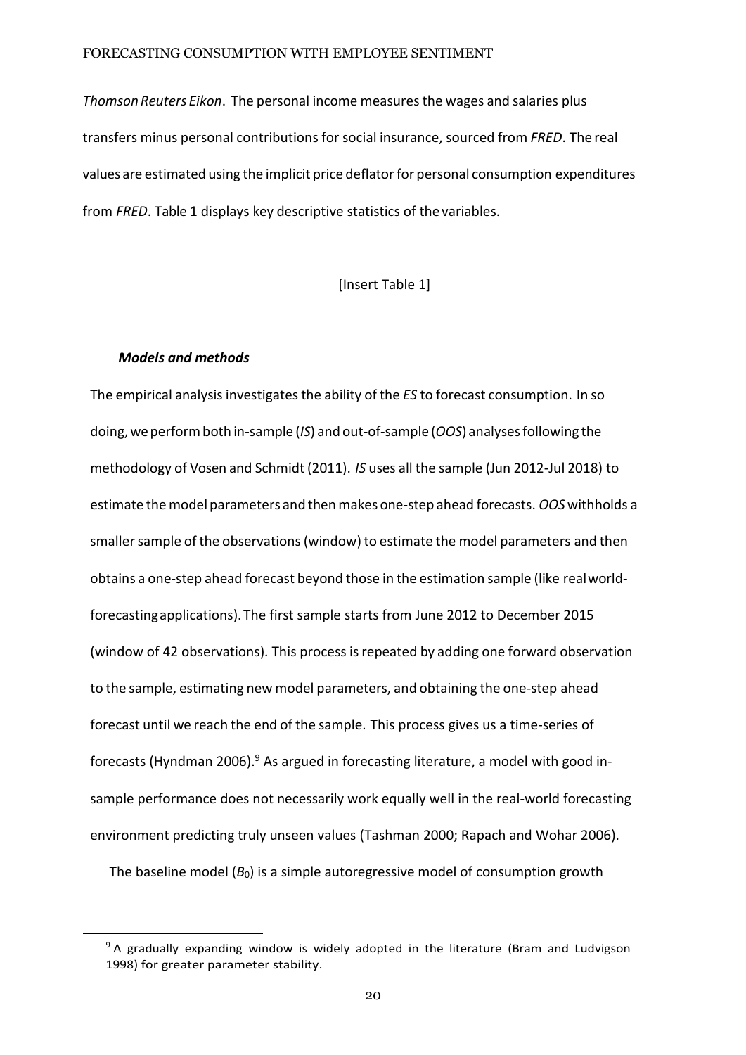*Thomson Reuters Eikon*. The personal income measures the wages and salaries plus transfers minus personal contributions for social insurance, sourced from *FRED*. The real values are estimated using the implicit price deflator for personal consumption expenditures from *FRED*. Table 1 displays key descriptive statistics of the variables.

[Insert Table 1]

### *Models and methods*

The empirical analysis investigates the ability of the *ES* to forecast consumption. In so doing, we perform both in-sample (*IS*) and out-of-sample (*OOS*) analyses following the methodology of Vosen and Schmidt (2011). *IS* uses all the sample (Jun 2012-Jul 2018) to estimate the model parameters and then makes one-step ahead forecasts. *OOS* withholds a smaller sample of the observations (window) to estimate the model parameters and then obtains a one-step ahead forecast beyond those in the estimation sample (like real world-forecasting applications). The first sample starts from June 2012 to December 2015 (window of 42 observations). This process is repeated by adding one forward observation to the sample, estimating new model parameters, and obtaining the one-step ahead forecast until we reach the end of the sample. This process gives us a time-series of forecasts (Hyndman 2006).[9] As argued in forecasting literature, a model with good in-sample performance does not necessarily work equally well in the real-world forecasting environment predicting truly unseen values (Tashman 2000; Rapach and Wohar 2006).

The baseline model ($B_0$) is a simple autoregressive model of consumption growth

[9] A gradually expanding window is widely adopted in the literature (Bram and Ludvigson 1998) for greater parameter stability.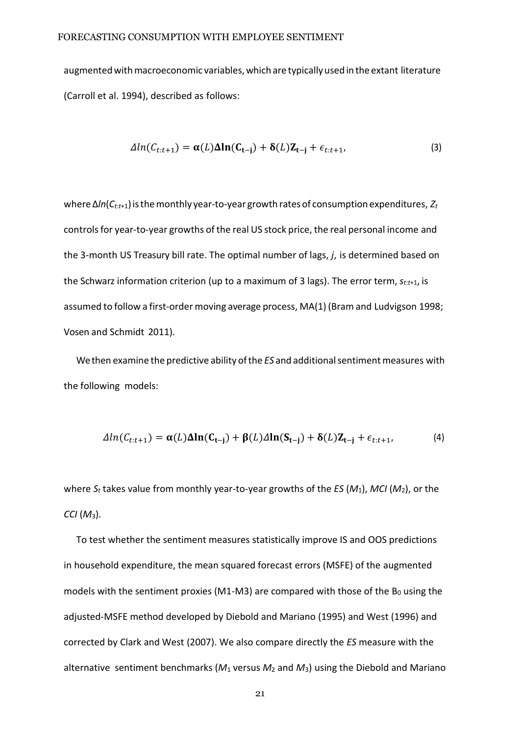augmented with macroeconomic variables, which are typically used in the extant literature (Carroll et al. 1994), described as follows:

$$\Delta ln(C_{t:t+1}) = \boldsymbol{\alpha}(L)\boldsymbol{\Delta}\mathbf{ln}(\mathbf{C_{t-j}}) + \boldsymbol{\delta}(L)\mathbf{Z_{t-j}} + \epsilon_{t:t+1}, \tag{3}$$

where $\Delta ln(C_{t:t+1})$ is the monthly year-to-year growth rates of consumption expenditures, $Z_t$ controls for year-to-year growths of the real US stock price, the real personal income and the 3-month US Treasury bill rate. The optimal number of lags, $j$, is determined based on the Schwarz information criterion (up to a maximum of 3 lags). The error term, $s_{t:t+1}$, is assumed to follow a first-order moving average process, MA(1) (Bram and Ludvigson 1998; Vosen and Schmidt 2011).

We then examine the predictive ability of the *ES* and additional sentiment measures with the following models:

$$\Delta ln(C_{t:t+1}) = \boldsymbol{\alpha}(L)\boldsymbol{\Delta}\mathbf{ln}(\mathbf{C_{t-j}}) + \boldsymbol{\beta}(L)\Delta\mathbf{ln}(\mathbf{S_{t-j}}) + \boldsymbol{\delta}(L)\mathbf{Z_{t-j}} + \epsilon_{t:t+1}, \tag{4}$$

where $S_t$ takes value from monthly year-to-year growths of the *ES* ($M_1$), *MCI* ($M_2$), or the *CCI* ($M_3$).

To test whether the sentiment measures statistically improve IS and OOS predictions in household expenditure, the mean squared forecast errors (MSFE) of the augmented models with the sentiment proxies (M1-M3) are compared with those of the $B_0$ using the adjusted-MSFE method developed by Diebold and Mariano (1995) and West (1996) and corrected by Clark and West (2007). We also compare directly the *ES* measure with the alternative sentiment benchmarks ($M_1$ versus $M_2$ and $M_3$) using the Diebold and Mariano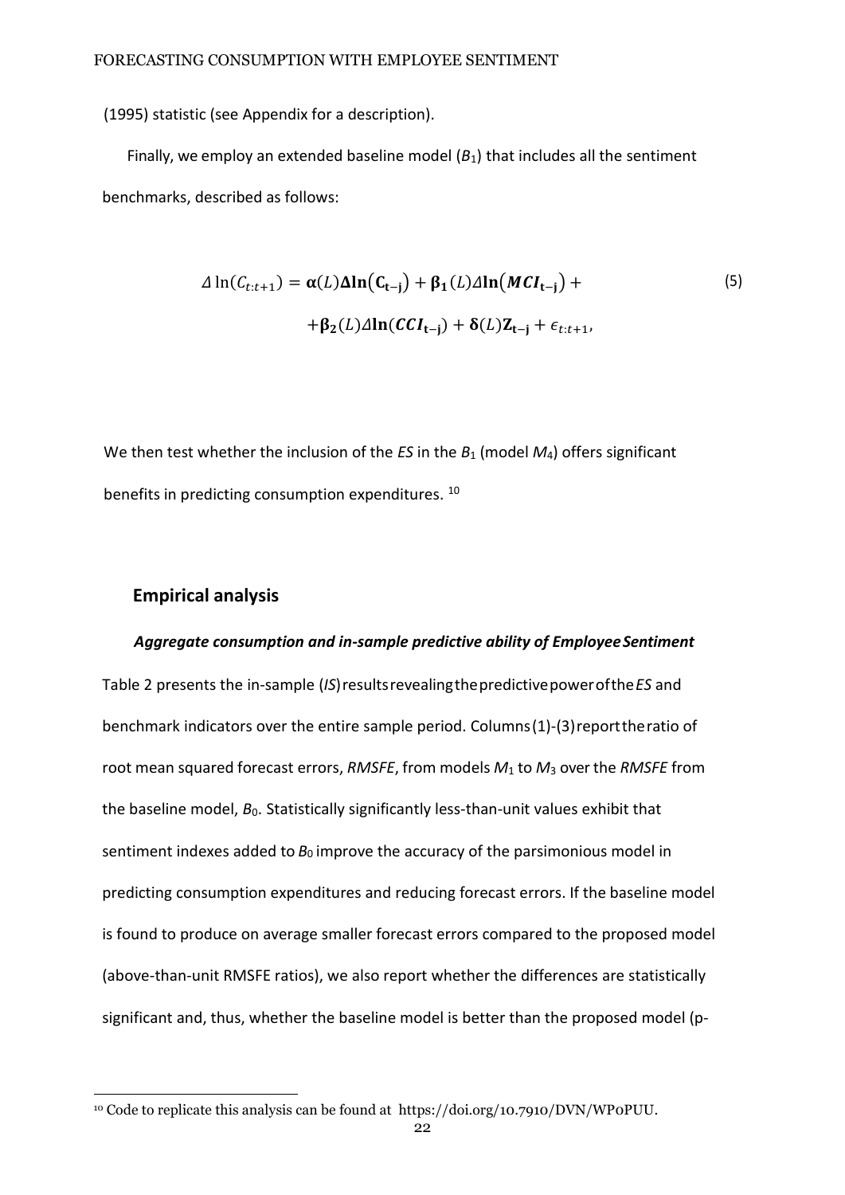(1995) statistic (see Appendix for a description).

Finally, we employ an extended baseline model ($B_1$) that includes all the sentiment benchmarks, described as follows:

$$\Delta \ln(C_{t:t+1}) = \boldsymbol{\alpha}(L)\boldsymbol{\Delta}\mathbf{ln}\left(\mathbf{C_{t-j}}\right) + \boldsymbol{\beta_1}(L)\Delta\mathbf{ln}\left(\boldsymbol{MCI}_{\mathbf{t-j}}\right) + \\ + \boldsymbol{\beta_2}(L)\Delta\mathbf{ln}(\boldsymbol{CCI}_{\mathbf{t-j}}) + \boldsymbol{\delta}(L)\mathbf{Z_{t-j}} + \epsilon_{t:t+1}, \tag{5}$$

We then test whether the inclusion of the *ES* in the $B_1$ (model $M_4$) offers significant benefits in predicting consumption expenditures. [10]

## Empirical analysis

### *Aggregate consumption and in-sample predictive ability of Employee Sentiment*

Table 2 presents the in-sample (*IS*) results revealing the predictive power of the *ES* and benchmark indicators over the entire sample period. Columns (1)-(3) report the ratio of root mean squared forecast errors, *RMSFE*, from models $M_1$ to $M_3$ over the *RMSFE* from the baseline model, $B_0$. Statistically significantly less-than-unit values exhibit that sentiment indexes added to $B_0$ improve the accuracy of the parsimonious model in predicting consumption expenditures and reducing forecast errors. If the baseline model is found to produce on average smaller forecast errors compared to the proposed model (above-than-unit RMSFE ratios), we also report whether the differences are statistically significant and, thus, whether the baseline model is better than the proposed model (p-

[10] Code to replicate this analysis can be found at https://doi.org/10.7910/DVN/WP0PUU.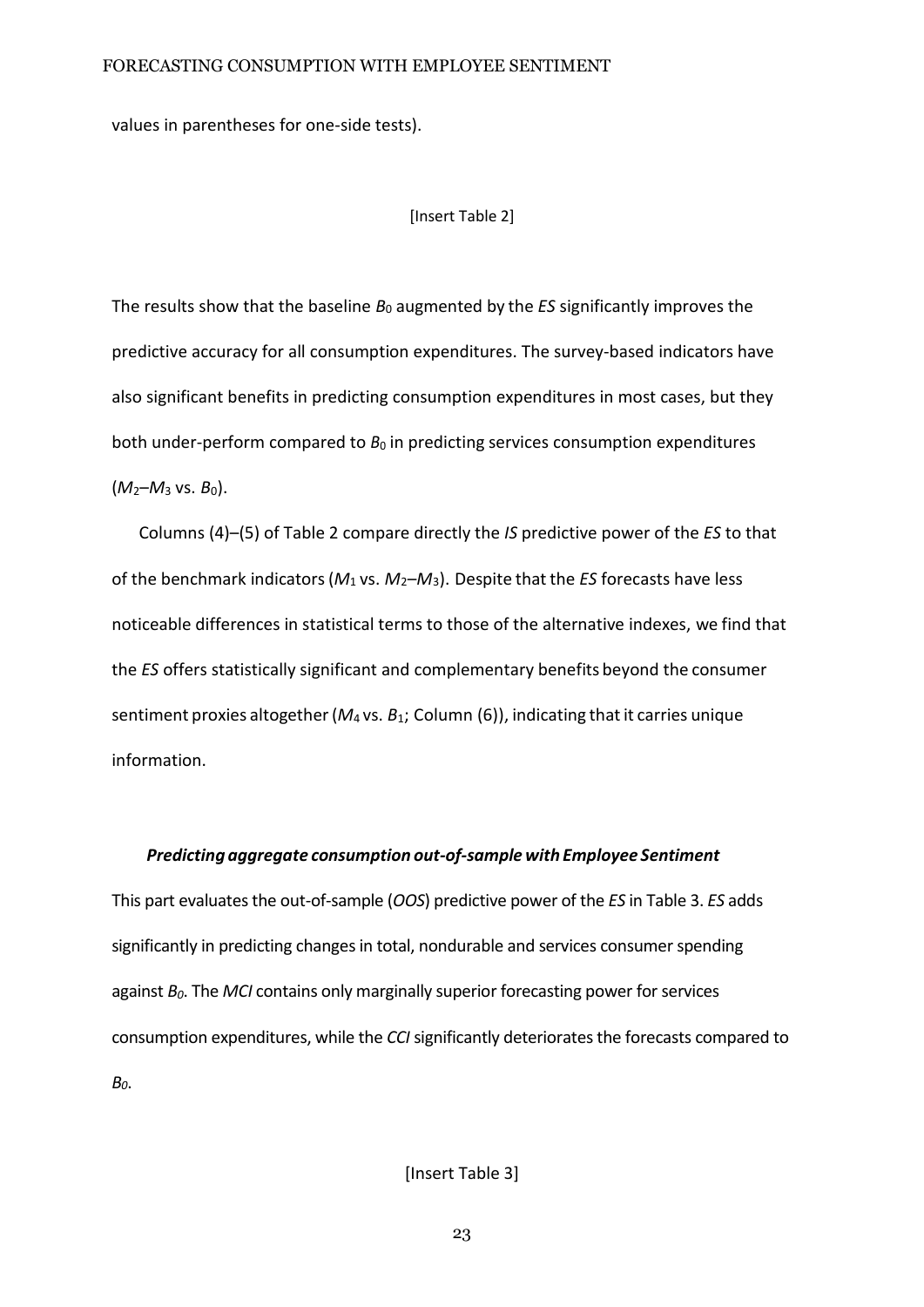values in parentheses for one-side tests).

[Insert Table 2]

The results show that the baseline $B_0$ augmented by the *ES* significantly improves the predictive accuracy for all consumption expenditures. The survey-based indicators have also significant benefits in predicting consumption expenditures in most cases, but they both under-perform compared to $B_0$ in predicting services consumption expenditures ($M_2$–$M_3$ vs. $B_0$).

Columns (4)–(5) of Table 2 compare directly the *IS* predictive power of the *ES* to that of the benchmark indicators ($M_1$ vs. $M_2$–$M_3$). Despite that the *ES* forecasts have less noticeable differences in statistical terms to those of the alternative indexes, we find that the *ES* offers statistically significant and complementary benefits beyond the consumer sentiment proxies altogether ($M_4$ vs. $B_1$; Column (6)), indicating that it carries unique information.

***Predicting aggregate consumption out-of-sample with Employee Sentiment***

This part evaluates the out-of-sample (*OOS*) predictive power of the *ES* in Table 3. *ES* adds significantly in predicting changes in total, nondurable and services consumer spending against $B_0$. The *MCI* contains only marginally superior forecasting power for services consumption expenditures, while the *CCI* significantly deteriorates the forecasts compared to $B_0$.

[Insert Table 3]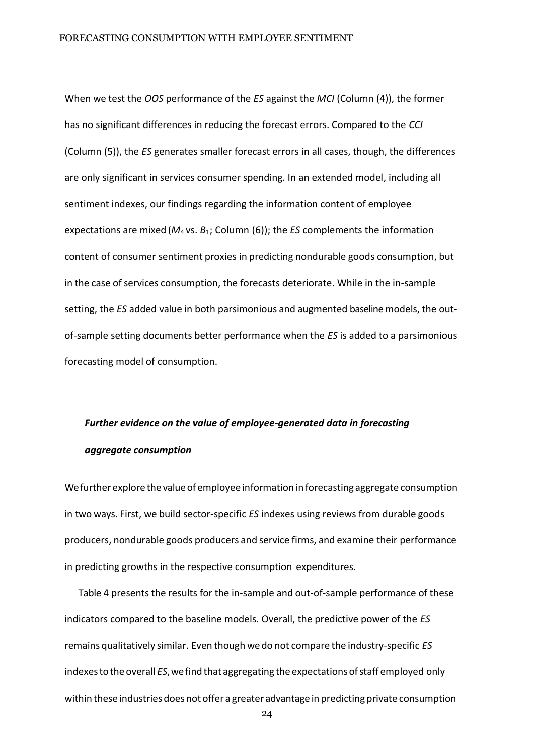When we test the *OOS* performance of the *ES* against the *MCI* (Column (4)), the former has no significant differences in reducing the forecast errors. Compared to the *CCI* (Column (5)), the *ES* generates smaller forecast errors in all cases, though, the differences are only significant in services consumer spending. In an extended model, including all sentiment indexes, our findings regarding the information content of employee expectations are mixed ($M_4$ vs. $B_1$; Column (6)); the *ES* complements the information content of consumer sentiment proxies in predicting nondurable goods consumption, but in the case of services consumption, the forecasts deteriorate. While in the in-sample setting, the *ES* added value in both parsimonious and augmented baseline models, the out-of-sample setting documents better performance when the *ES* is added to a parsimonious forecasting model of consumption.

### *Further evidence on the value of employee-generated data in forecasting aggregate consumption*

We further explore the value of employee information in forecasting aggregate consumption in two ways. First, we build sector-specific *ES* indexes using reviews from durable goods producers, nondurable goods producers and service firms, and examine their performance in predicting growths in the respective consumption expenditures.

Table 4 presents the results for the in-sample and out-of-sample performance of these indicators compared to the baseline models. Overall, the predictive power of the *ES* remains qualitatively similar. Even though we do not compare the industry-specific *ES* indexes to the overall *ES*, we find that aggregating the expectations of staff employed only within these industries does not offer a greater advantage in predicting private consumption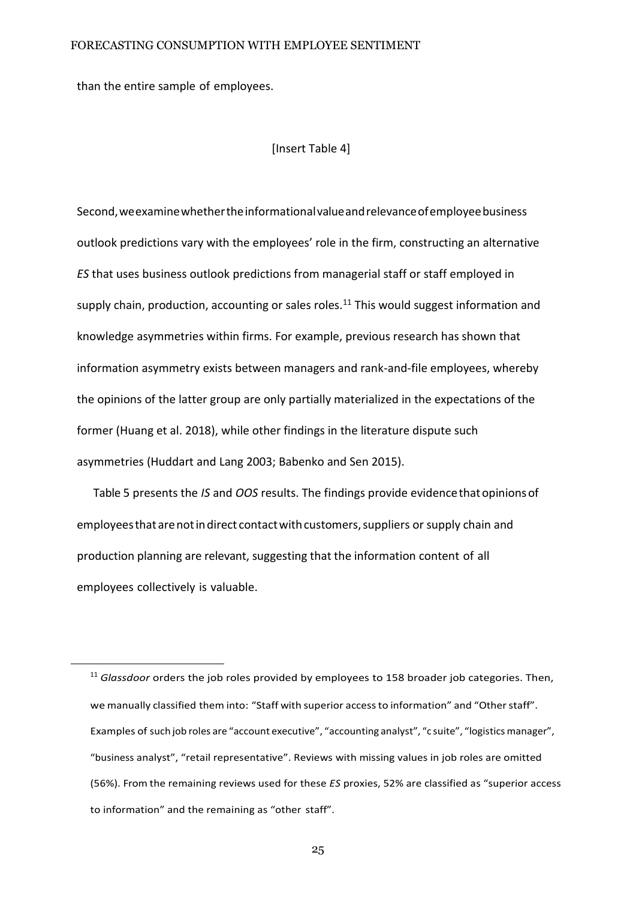than the entire sample of employees.

[Insert Table 4]

Second, we examine whether the informational value and relevance of employee business outlook predictions vary with the employees' role in the firm, constructing an alternative *ES* that uses business outlook predictions from managerial staff or staff employed in supply chain, production, accounting or sales roles.[11] This would suggest information and knowledge asymmetries within firms. For example, previous research has shown that information asymmetry exists between managers and rank-and-file employees, whereby the opinions of the latter group are only partially materialized in the expectations of the former (Huang et al. 2018), while other findings in the literature dispute such asymmetries (Huddart and Lang 2003; Babenko and Sen 2015).

Table 5 presents the *IS* and *OOS* results. The findings provide evidence that opinions of employees that are not in direct contact with customers, suppliers or supply chain and production planning are relevant, suggesting that the information content of all employees collectively is valuable.

---

[11] *Glassdoor* orders the job roles provided by employees to 158 broader job categories. Then, we manually classified them into: "Staff with superior access to information" and "Other staff". Examples of such job roles are "account executive", "accounting analyst", "c suite", "logistics manager", "business analyst", "retail representative". Reviews with missing values in job roles are omitted (56%). From the remaining reviews used for these *ES* proxies, 52% are classified as "superior access to information" and the remaining as "other staff".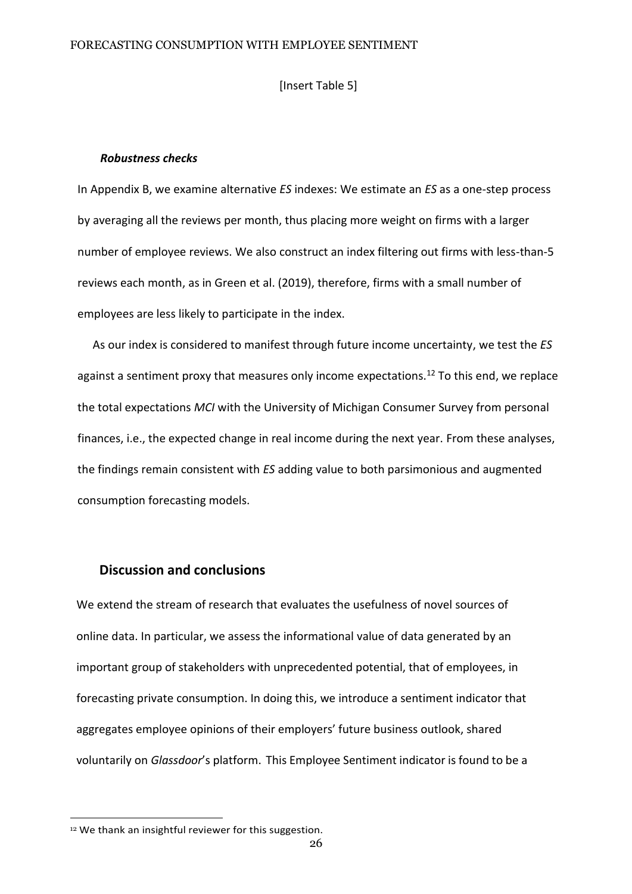[Insert Table 5]

### *Robustness checks*

In Appendix B, we examine alternative *ES* indexes: We estimate an *ES* as a one-step process by averaging all the reviews per month, thus placing more weight on firms with a larger number of employee reviews. We also construct an index filtering out firms with less-than-5 reviews each month, as in Green et al. (2019), therefore, firms with a small number of employees are less likely to participate in the index.

As our index is considered to manifest through future income uncertainty, we test the *ES* against a sentiment proxy that measures only income expectations.[12] To this end, we replace the total expectations *MCI* with the University of Michigan Consumer Survey from personal finances, i.e., the expected change in real income during the next year. From these analyses, the findings remain consistent with *ES* adding value to both parsimonious and augmented consumption forecasting models.

## Discussion and conclusions

We extend the stream of research that evaluates the usefulness of novel sources of online data. In particular, we assess the informational value of data generated by an important group of stakeholders with unprecedented potential, that of employees, in forecasting private consumption. In doing this, we introduce a sentiment indicator that aggregates employee opinions of their employers' future business outlook, shared voluntarily on *Glassdoor*'s platform. This Employee Sentiment indicator is found to be a

[12] We thank an insightful reviewer for this suggestion.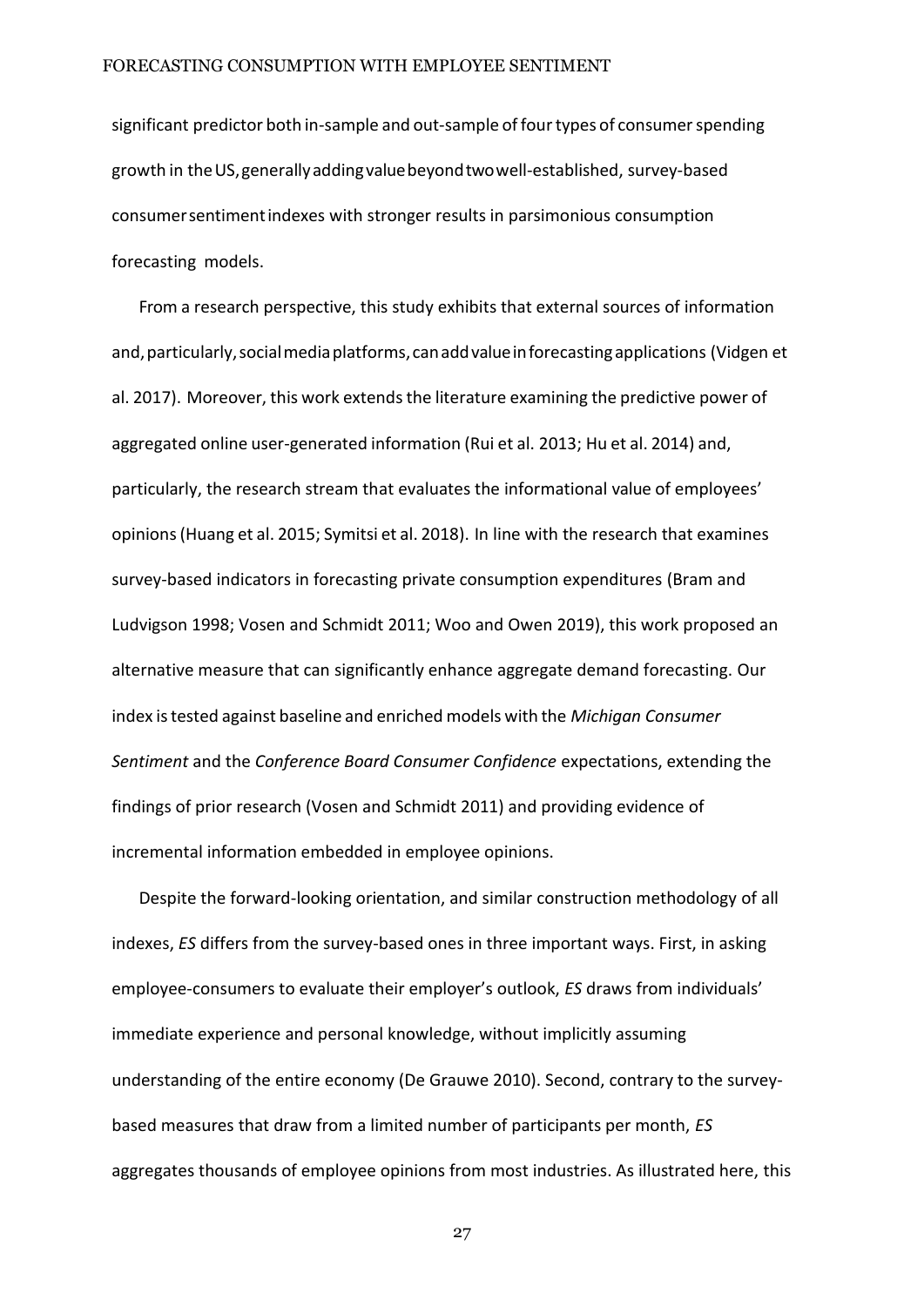significant predictor both in-sample and out-sample of four types of consumer spending growth in the US, generally adding value beyond two well-established, survey-based consumer sentiment indexes with stronger results in parsimonious consumption forecasting models.

From a research perspective, this study exhibits that external sources of information and, particularly, social media platforms, can add value in forecasting applications (Vidgen et al. 2017). Moreover, this work extends the literature examining the predictive power of aggregated online user-generated information (Rui et al. 2013; Hu et al. 2014) and, particularly, the research stream that evaluates the informational value of employees' opinions (Huang et al. 2015; Symitsi et al. 2018). In line with the research that examines survey-based indicators in forecasting private consumption expenditures (Bram and Ludvigson 1998; Vosen and Schmidt 2011; Woo and Owen 2019), this work proposed an alternative measure that can significantly enhance aggregate demand forecasting. Our index is tested against baseline and enriched models with the *Michigan Consumer Sentiment* and the *Conference Board Consumer Confidence* expectations, extending the findings of prior research (Vosen and Schmidt 2011) and providing evidence of incremental information embedded in employee opinions.

Despite the forward-looking orientation, and similar construction methodology of all indexes, *ES* differs from the survey-based ones in three important ways. First, in asking employee-consumers to evaluate their employer's outlook, *ES* draws from individuals' immediate experience and personal knowledge, without implicitly assuming understanding of the entire economy (De Grauwe 2010). Second, contrary to the survey-based measures that draw from a limited number of participants per month, *ES* aggregates thousands of employee opinions from most industries. As illustrated here, this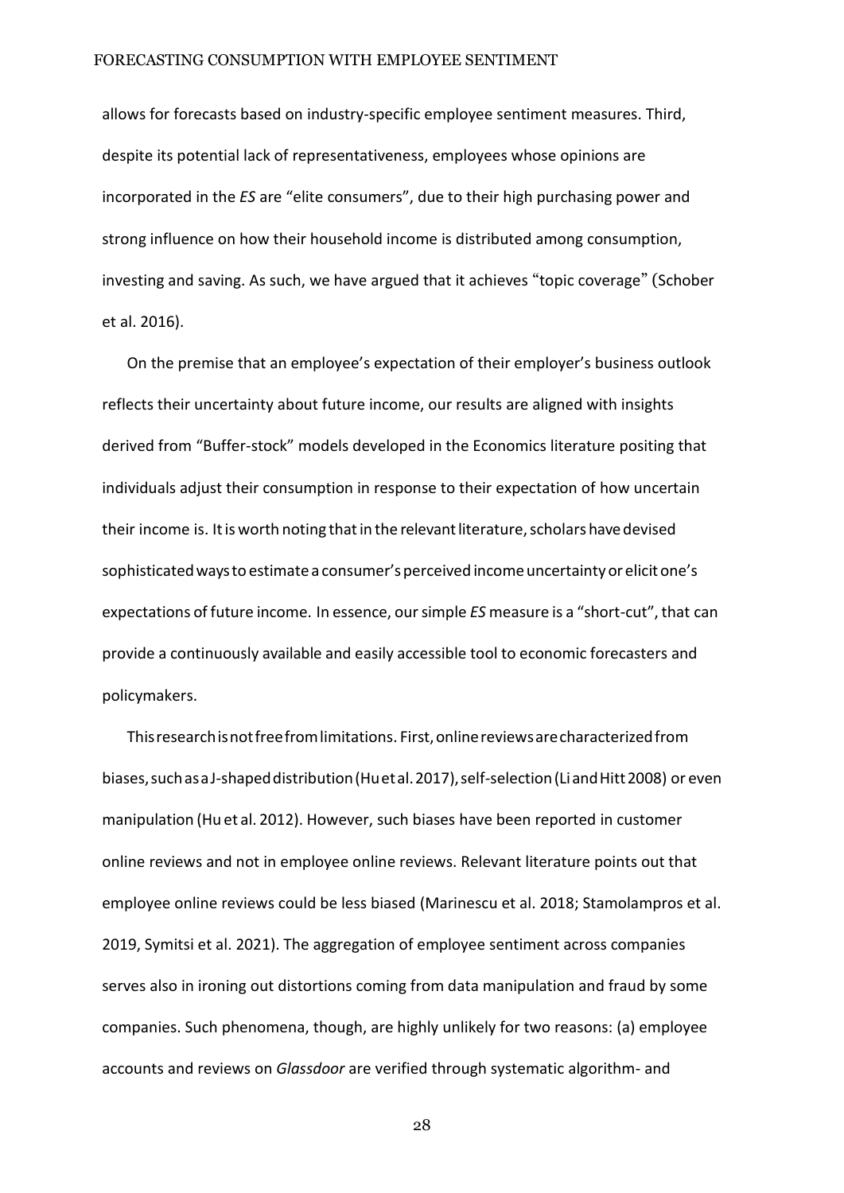allows for forecasts based on industry-specific employee sentiment measures. Third, despite its potential lack of representativeness, employees whose opinions are incorporated in the *ES* are "elite consumers", due to their high purchasing power and strong influence on how their household income is distributed among consumption, investing and saving. As such, we have argued that it achieves "topic coverage" (Schober et al. 2016).

On the premise that an employee's expectation of their employer's business outlook reflects their uncertainty about future income, our results are aligned with insights derived from "Buffer-stock" models developed in the Economics literature positing that individuals adjust their consumption in response to their expectation of how uncertain their income is. It is worth noting that in the relevant literature, scholars have devised sophisticated ways to estimate a consumer's perceived income uncertainty or elicit one's expectations of future income. In essence, our simple *ES* measure is a "short-cut", that can provide a continuously available and easily accessible tool to economic forecasters and policymakers.

This research is not free from limitations. First, online reviews are characterized from biases, such as a J-shaped distribution (Hu et al. 2017), self-selection (Li and Hitt 2008) or even manipulation (Hu et al. 2012). However, such biases have been reported in customer online reviews and not in employee online reviews. Relevant literature points out that employee online reviews could be less biased (Marinescu et al. 2018; Stamolampros et al. 2019, Symitsi et al. 2021). The aggregation of employee sentiment across companies serves also in ironing out distortions coming from data manipulation and fraud by some companies. Such phenomena, though, are highly unlikely for two reasons: (a) employee accounts and reviews on *Glassdoor* are verified through systematic algorithm- and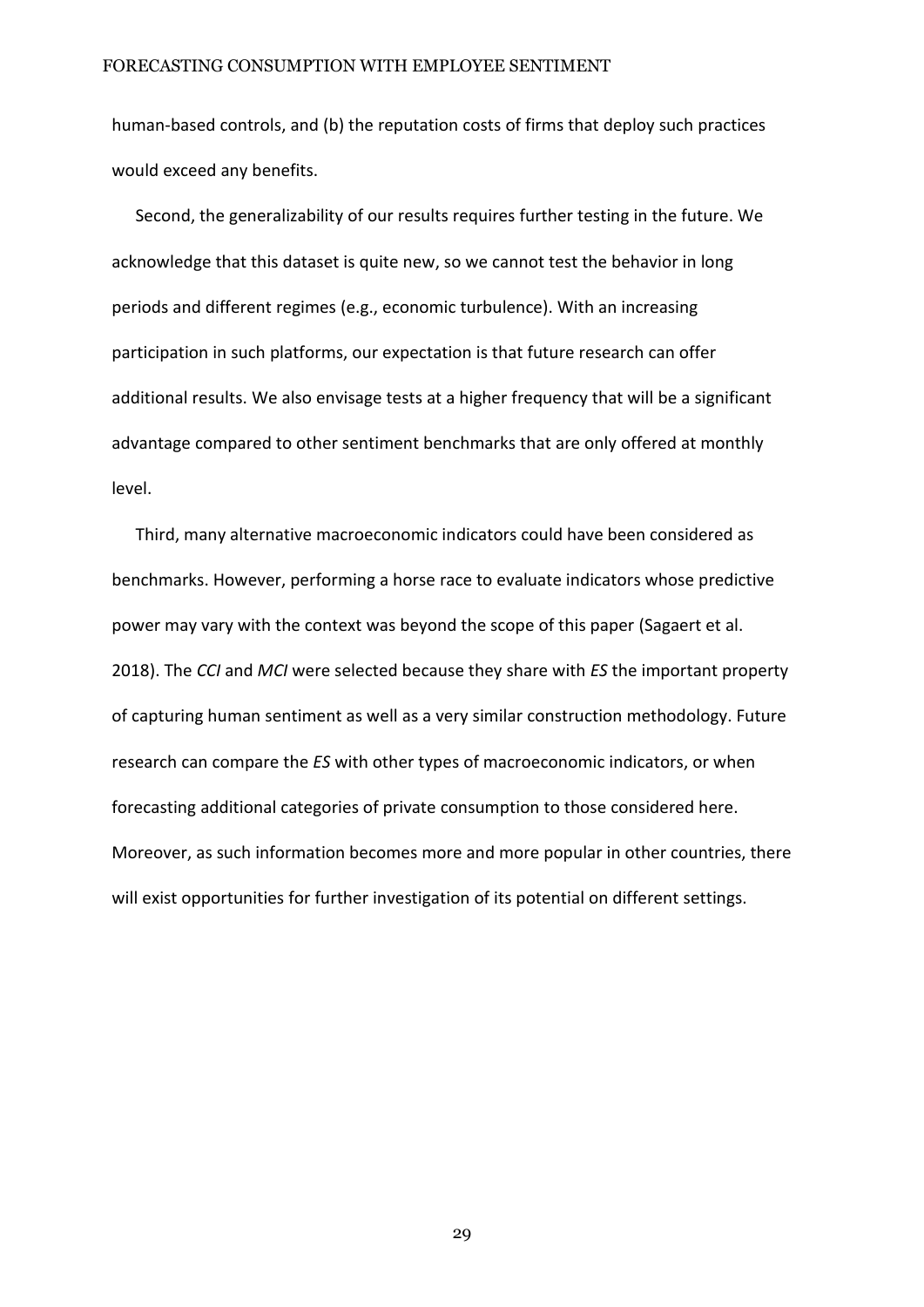human-based controls, and (b) the reputation costs of firms that deploy such practices would exceed any benefits.

Second, the generalizability of our results requires further testing in the future. We acknowledge that this dataset is quite new, so we cannot test the behavior in long periods and different regimes (e.g., economic turbulence). With an increasing participation in such platforms, our expectation is that future research can offer additional results. We also envisage tests at a higher frequency that will be a significant advantage compared to other sentiment benchmarks that are only offered at monthly level.

Third, many alternative macroeconomic indicators could have been considered as benchmarks. However, performing a horse race to evaluate indicators whose predictive power may vary with the context was beyond the scope of this paper (Sagaert et al. 2018). The *CCI* and *MCI* were selected because they share with *ES* the important property of capturing human sentiment as well as a very similar construction methodology. Future research can compare the *ES* with other types of macroeconomic indicators, or when forecasting additional categories of private consumption to those considered here. Moreover, as such information becomes more and more popular in other countries, there will exist opportunities for further investigation of its potential on different settings.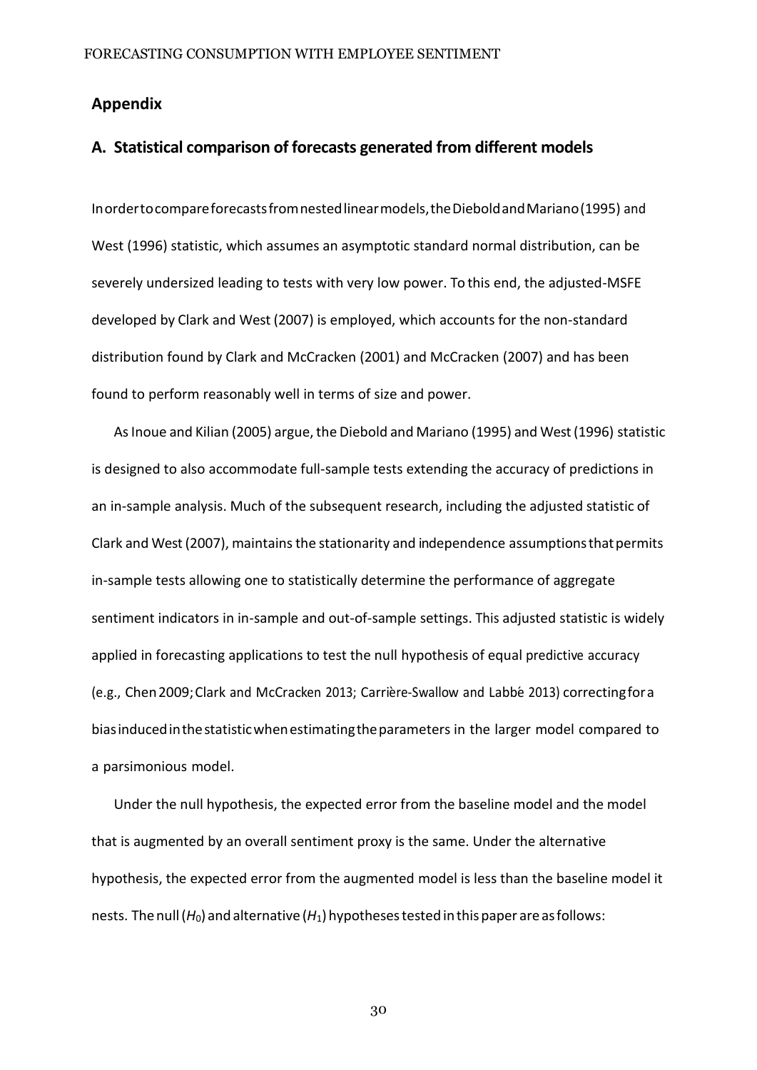## Appendix

## A. Statistical comparison of forecasts generated from different models

In order to compare forecasts from nested linear models, the Diebold and Mariano (1995) and West (1996) statistic, which assumes an asymptotic standard normal distribution, can be severely undersized leading to tests with very low power. To this end, the adjusted-MSFE developed by Clark and West (2007) is employed, which accounts for the non-standard distribution found by Clark and McCracken (2001) and McCracken (2007) and has been found to perform reasonably well in terms of size and power.

As Inoue and Kilian (2005) argue, the Diebold and Mariano (1995) and West (1996) statistic is designed to also accommodate full-sample tests extending the accuracy of predictions in an in-sample analysis. Much of the subsequent research, including the adjusted statistic of Clark and West (2007), maintains the stationarity and independence assumptions that permits in-sample tests allowing one to statistically determine the performance of aggregate sentiment indicators in in-sample and out-of-sample settings. This adjusted statistic is widely applied in forecasting applications to test the null hypothesis of equal predictive accuracy (e.g., Chen 2009; Clark and McCracken 2013; Carrière-Swallow and Labbé 2013) correcting for a bias induced in the statistic when estimating the parameters in the larger model compared to a parsimonious model.

Under the null hypothesis, the expected error from the baseline model and the model that is augmented by an overall sentiment proxy is the same. Under the alternative hypothesis, the expected error from the augmented model is less than the baseline model it nests. The null ($H_0$) and alternative ($H_1$) hypotheses tested in this paper are as follows: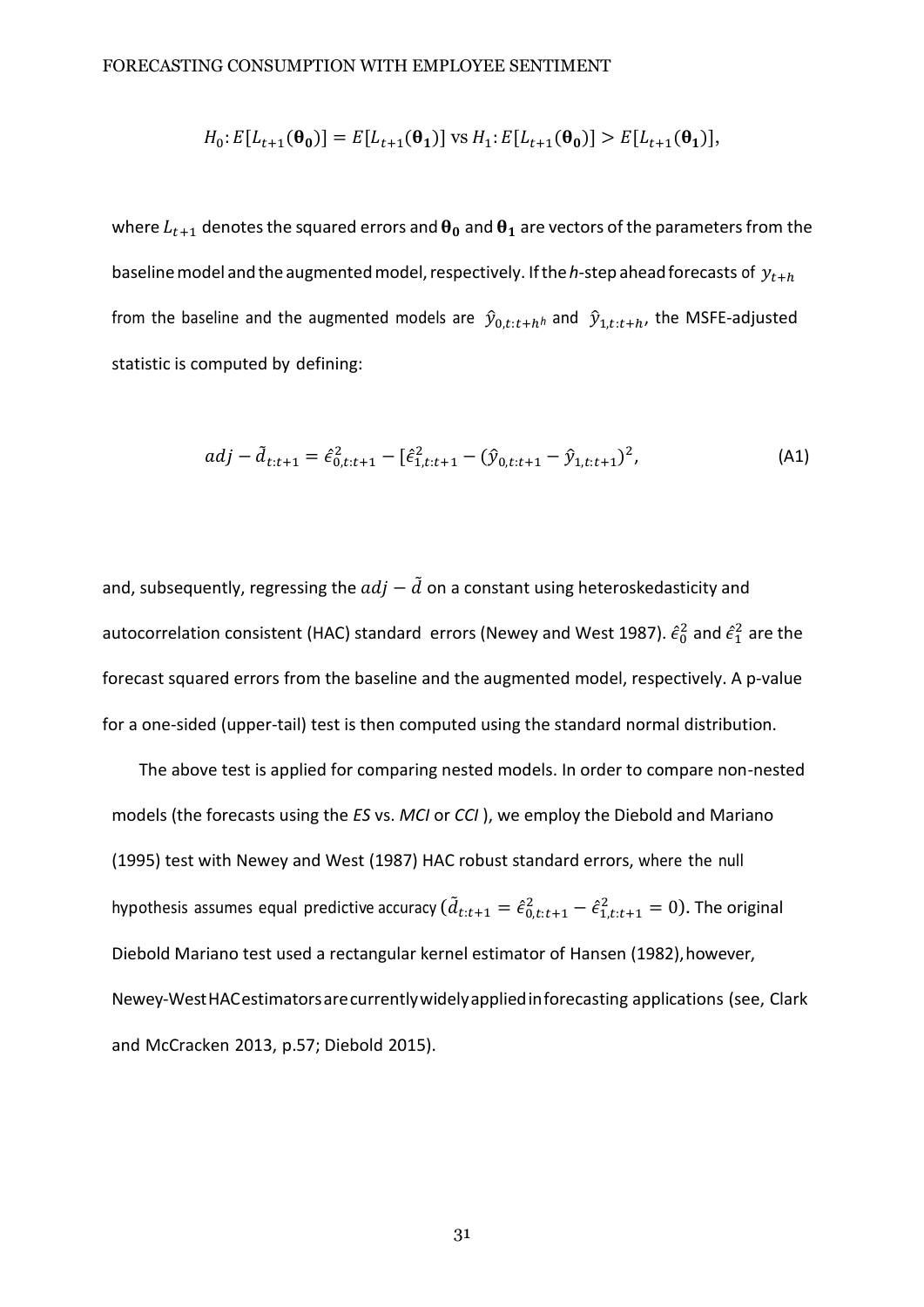$$H_0: E[L_{t+1}(\boldsymbol{\theta_0})] = E[L_{t+1}(\boldsymbol{\theta_1})] \text{ vs } H_1: E[L_{t+1}(\boldsymbol{\theta_0})] > E[L_{t+1}(\boldsymbol{\theta_1})],$$

where $L_{t+1}$ denotes the squared errors and $\boldsymbol{\theta_0}$ and $\boldsymbol{\theta_1}$ are vectors of the parameters from the baseline model and the augmented model, respectively. If the *h*-step ahead forecasts of $y_{t+h}$ from the baseline and the augmented models are $\hat{y}_{0,t:t+h^h}$ and $\hat{y}_{1,t:t+h}$, the MSFE-adjusted statistic is computed by defining:

$$adj - \tilde{d}_{t:t+1} = \hat{\epsilon}^2_{0,t:t+1} - [\hat{\epsilon}^2_{1,t:t+1} - (\hat{y}_{0,t:t+1} - \hat{y}_{1,t:t+1})^2, \tag{A1}$$

and, subsequently, regressing the $adj - \tilde{d}$ on a constant using heteroskedasticity and autocorrelation consistent (HAC) standard errors (Newey and West 1987). $\hat{\epsilon}^2_0$ and $\hat{\epsilon}^2_1$ are the forecast squared errors from the baseline and the augmented model, respectively. A p-value for a one-sided (upper-tail) test is then computed using the standard normal distribution.

The above test is applied for comparing nested models. In order to compare non-nested models (the forecasts using the *ES* vs. *MCI* or *CCI* ), we employ the Diebold and Mariano (1995) test with Newey and West (1987) HAC robust standard errors, where the null hypothesis assumes equal predictive accuracy ($\tilde{d}_{t:t+1} = \hat{\epsilon}^2_{0,t:t+1} - \hat{\epsilon}^2_{1,t:t+1} = 0$). The original Diebold Mariano test used a rectangular kernel estimator of Hansen (1982), however, Newey-West HAC estimators are currently widely applied in forecasting applications (see, Clark and McCracken 2013, p.57; Diebold 2015).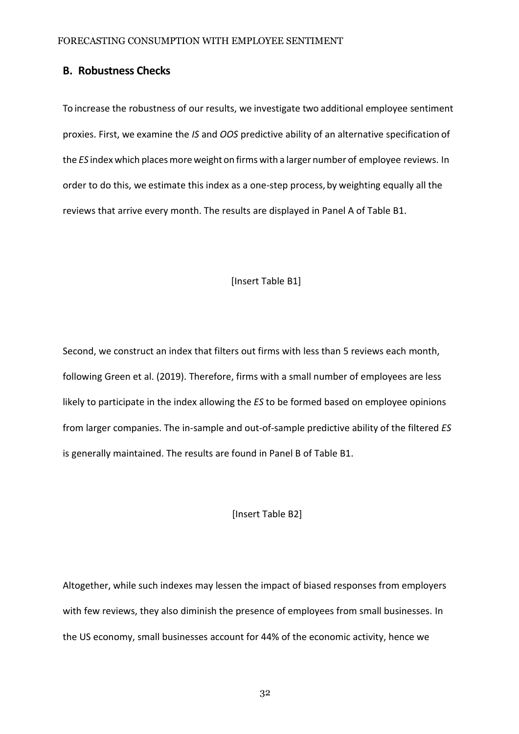## B. Robustness Checks

To increase the robustness of our results, we investigate two additional employee sentiment proxies. First, we examine the *IS* and *OOS* predictive ability of an alternative specification of the *ES* index which places more weight on firms with a larger number of employee reviews. In order to do this, we estimate this index as a one-step process, by weighting equally all the reviews that arrive every month. The results are displayed in Panel A of Table B1.

[Insert Table B1]

Second, we construct an index that filters out firms with less than 5 reviews each month, following Green et al. (2019). Therefore, firms with a small number of employees are less likely to participate in the index allowing the *ES* to be formed based on employee opinions from larger companies. The in-sample and out-of-sample predictive ability of the filtered *ES* is generally maintained. The results are found in Panel B of Table B1.

[Insert Table B2]

Altogether, while such indexes may lessen the impact of biased responses from employers with few reviews, they also diminish the presence of employees from small businesses. In the US economy, small businesses account for 44% of the economic activity, hence we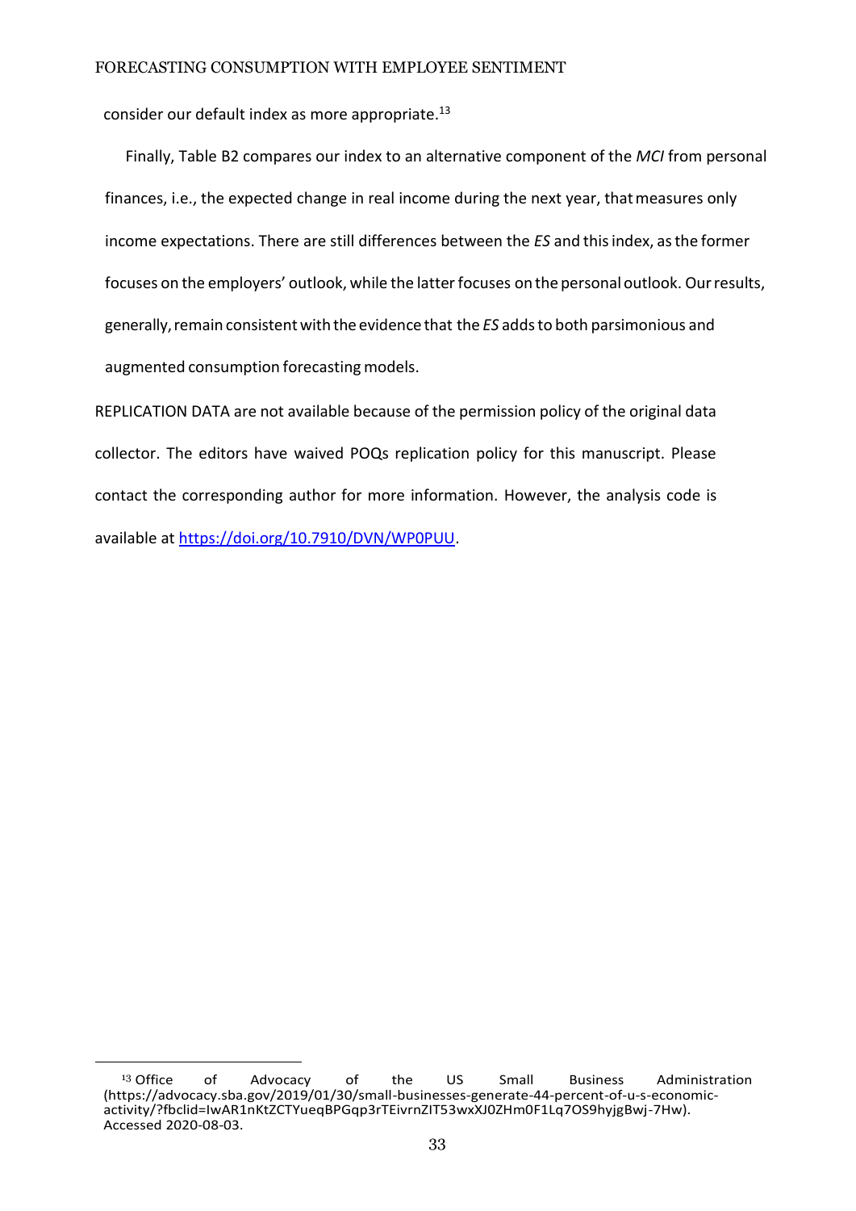consider our default index as more appropriate.[13]

Finally, Table B2 compares our index to an alternative component of the *MCI* from personal finances, i.e., the expected change in real income during the next year, that measures only income expectations. There are still differences between the *ES* and this index, as the former focuses on the employers' outlook, while the latter focuses on the personal outlook. Our results, generally, remain consistent with the evidence that the *ES* adds to both parsimonious and augmented consumption forecasting models.

REPLICATION DATA are not available because of the permission policy of the original data collector. The editors have waived POQs replication policy for this manuscript. Please contact the corresponding author for more information. However, the analysis code is available at [https://doi.org/10.7910/DVN/WP0PUU](https://doi.org/10.7910/DVN/WP0PUU).

---

[13] Office of Advocacy of the US Small Business Administration (https://advocacy.sba.gov/2019/01/30/small-businesses-generate-44-percent-of-u-s-economic-activity/?fbclid=IwAR1nKtZCTYueqBPGqp3rTEivrnZIT53wxXJ0ZHm0F1Lq7OS9hyjgBwj-7Hw). Accessed 2020-08-03.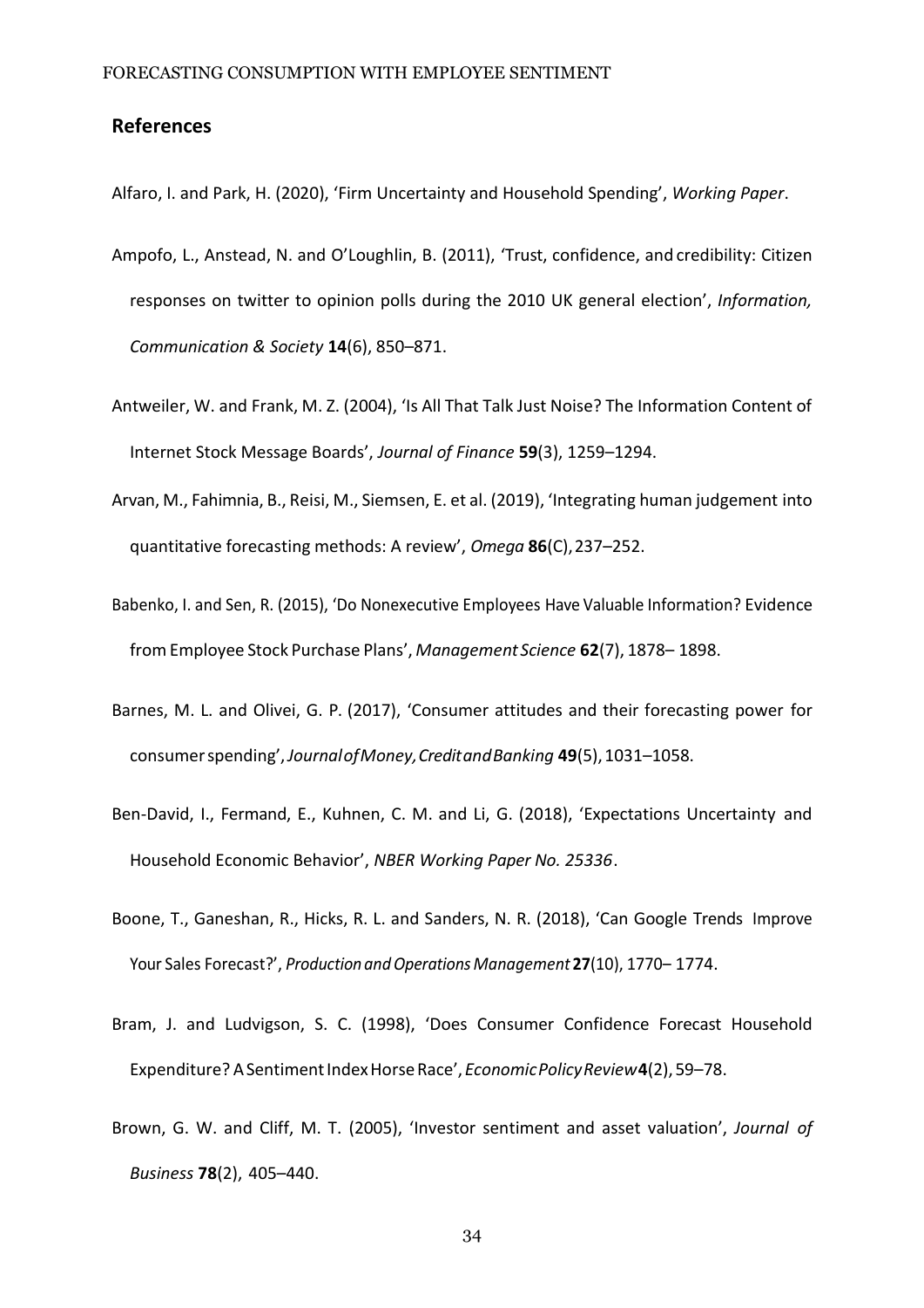## References

Alfaro, I. and Park, H. (2020), 'Firm Uncertainty and Household Spending', *Working Paper*.

Ampofo, L., Anstead, N. and O'Loughlin, B. (2011), 'Trust, confidence, and credibility: Citizen responses on twitter to opinion polls during the 2010 UK general election', *Information, Communication & Society* **14**(6), 850–871.

Antweiler, W. and Frank, M. Z. (2004), 'Is All That Talk Just Noise? The Information Content of Internet Stock Message Boards', *Journal of Finance* **59**(3), 1259–1294.

Arvan, M., Fahimnia, B., Reisi, M., Siemsen, E. et al. (2019), 'Integrating human judgement into quantitative forecasting methods: A review', *Omega* **86**(C), 237–252.

Babenko, I. and Sen, R. (2015), 'Do Nonexecutive Employees Have Valuable Information? Evidence from Employee Stock Purchase Plans', *Management Science* **62**(7), 1878– 1898.

Barnes, M. L. and Olivei, G. P. (2017), 'Consumer attitudes and their forecasting power for consumer spending', *Journal of Money, Credit and Banking* **49**(5), 1031–1058.

Ben-David, I., Fermand, E., Kuhnen, C. M. and Li, G. (2018), 'Expectations Uncertainty and Household Economic Behavior', *NBER Working Paper No. 25336*.

Boone, T., Ganeshan, R., Hicks, R. L. and Sanders, N. R. (2018), 'Can Google Trends Improve Your Sales Forecast?', *Production and Operations Management* **27**(10), 1770– 1774.

Bram, J. and Ludvigson, S. C. (1998), 'Does Consumer Confidence Forecast Household Expenditure? A Sentiment Index Horse Race', *Economic Policy Review* **4**(2), 59–78.

Brown, G. W. and Cliff, M. T. (2005), 'Investor sentiment and asset valuation', *Journal of Business* **78**(2), 405–440.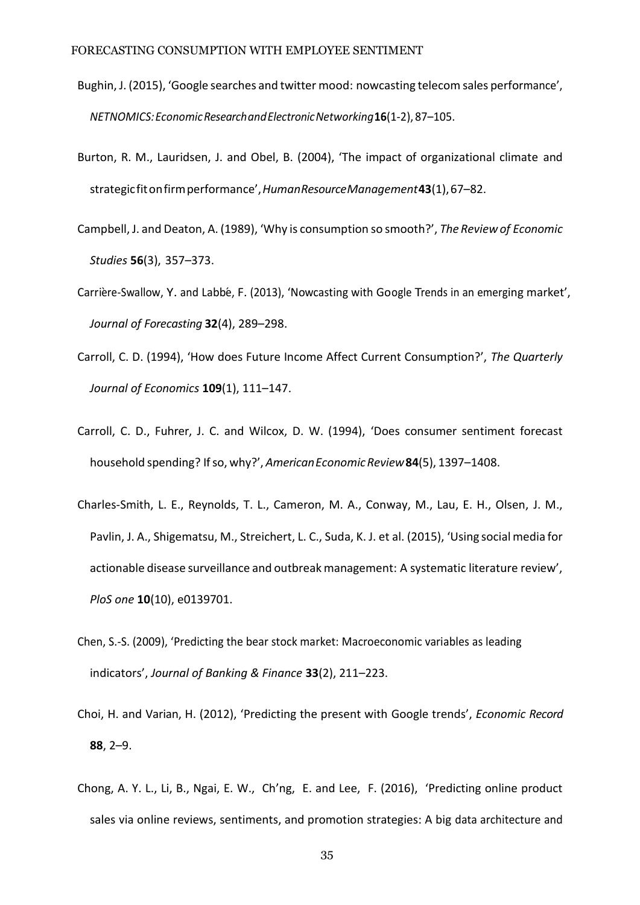Bughin, J. (2015), 'Google searches and twitter mood: nowcasting telecom sales performance', *NETNOMICS: Economic Research and Electronic Networking* **16**(1-2), 87–105.

Burton, R. M., Lauridsen, J. and Obel, B. (2004), 'The impact of organizational climate and strategic fit on firm performance', *Human Resource Management* **43**(1), 67–82.

Campbell, J. and Deaton, A. (1989), 'Why is consumption so smooth?', *The Review of Economic Studies* **56**(3), 357–373.

Carrière-Swallow, Y. and Labbé, F. (2013), 'Nowcasting with Google Trends in an emerging market', *Journal of Forecasting* **32**(4), 289–298.

Carroll, C. D. (1994), 'How does Future Income Affect Current Consumption?', *The Quarterly Journal of Economics* **109**(1), 111–147.

Carroll, C. D., Fuhrer, J. C. and Wilcox, D. W. (1994), 'Does consumer sentiment forecast household spending? If so, why?', *American Economic Review* **84**(5), 1397–1408.

Charles-Smith, L. E., Reynolds, T. L., Cameron, M. A., Conway, M., Lau, E. H., Olsen, J. M., Pavlin, J. A., Shigematsu, M., Streichert, L. C., Suda, K. J. et al. (2015), 'Using social media for actionable disease surveillance and outbreak management: A systematic literature review', *PloS one* **10**(10), e0139701.

Chen, S.-S. (2009), 'Predicting the bear stock market: Macroeconomic variables as leading indicators', *Journal of Banking & Finance* **33**(2), 211–223.

Choi, H. and Varian, H. (2012), 'Predicting the present with Google trends', *Economic Record* **88**, 2–9.

Chong, A. Y. L., Li, B., Ngai, E. W., Ch'ng, E. and Lee, F. (2016), 'Predicting online product sales via online reviews, sentiments, and promotion strategies: A big data architecture and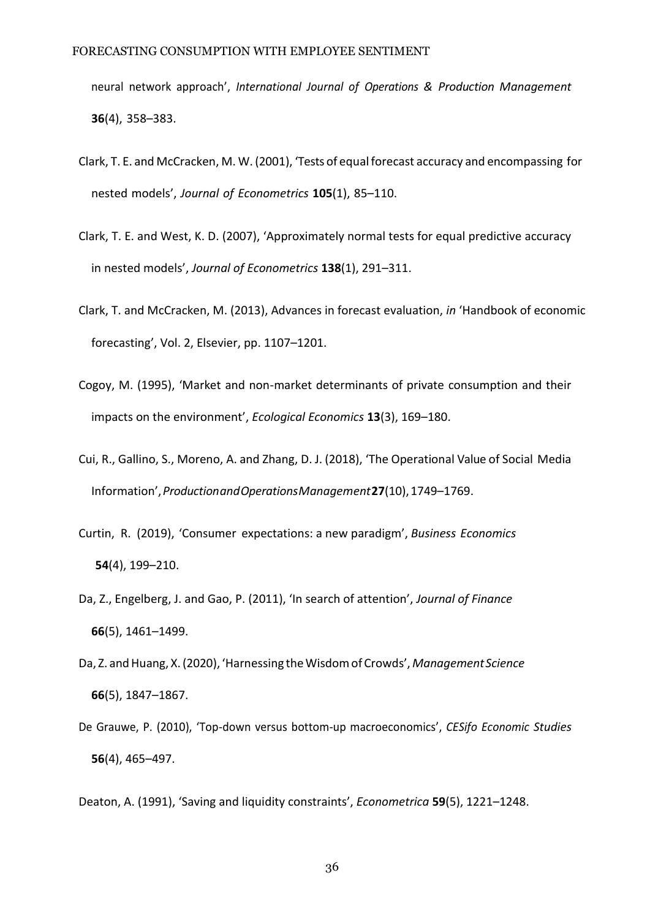neural network approach', *International Journal of Operations & Production Management* **36**(4), 358–383.

Clark, T. E. and McCracken, M. W. (2001), 'Tests of equal forecast accuracy and encompassing for nested models', *Journal of Econometrics* **105**(1), 85–110.

Clark, T. E. and West, K. D. (2007), 'Approximately normal tests for equal predictive accuracy in nested models', *Journal of Econometrics* **138**(1), 291–311.

Clark, T. and McCracken, M. (2013), Advances in forecast evaluation, *in* 'Handbook of economic forecasting', Vol. 2, Elsevier, pp. 1107–1201.

Cogoy, M. (1995), 'Market and non-market determinants of private consumption and their impacts on the environment', *Ecological Economics* **13**(3), 169–180.

Cui, R., Gallino, S., Moreno, A. and Zhang, D. J. (2018), 'The Operational Value of Social Media Information', *Production and Operations Management* **27**(10), 1749–1769.

Curtin, R. (2019), 'Consumer expectations: a new paradigm', *Business Economics* **54**(4), 199–210.

Da, Z., Engelberg, J. and Gao, P. (2011), 'In search of attention', *Journal of Finance* **66**(5), 1461–1499.

Da, Z. and Huang, X. (2020), 'Harnessing the Wisdom of Crowds', *Management Science* **66**(5), 1847–1867.

De Grauwe, P. (2010), 'Top-down versus bottom-up macroeconomics', *CESifo Economic Studies* **56**(4), 465–497.

Deaton, A. (1991), 'Saving and liquidity constraints', *Econometrica* **59**(5), 1221–1248.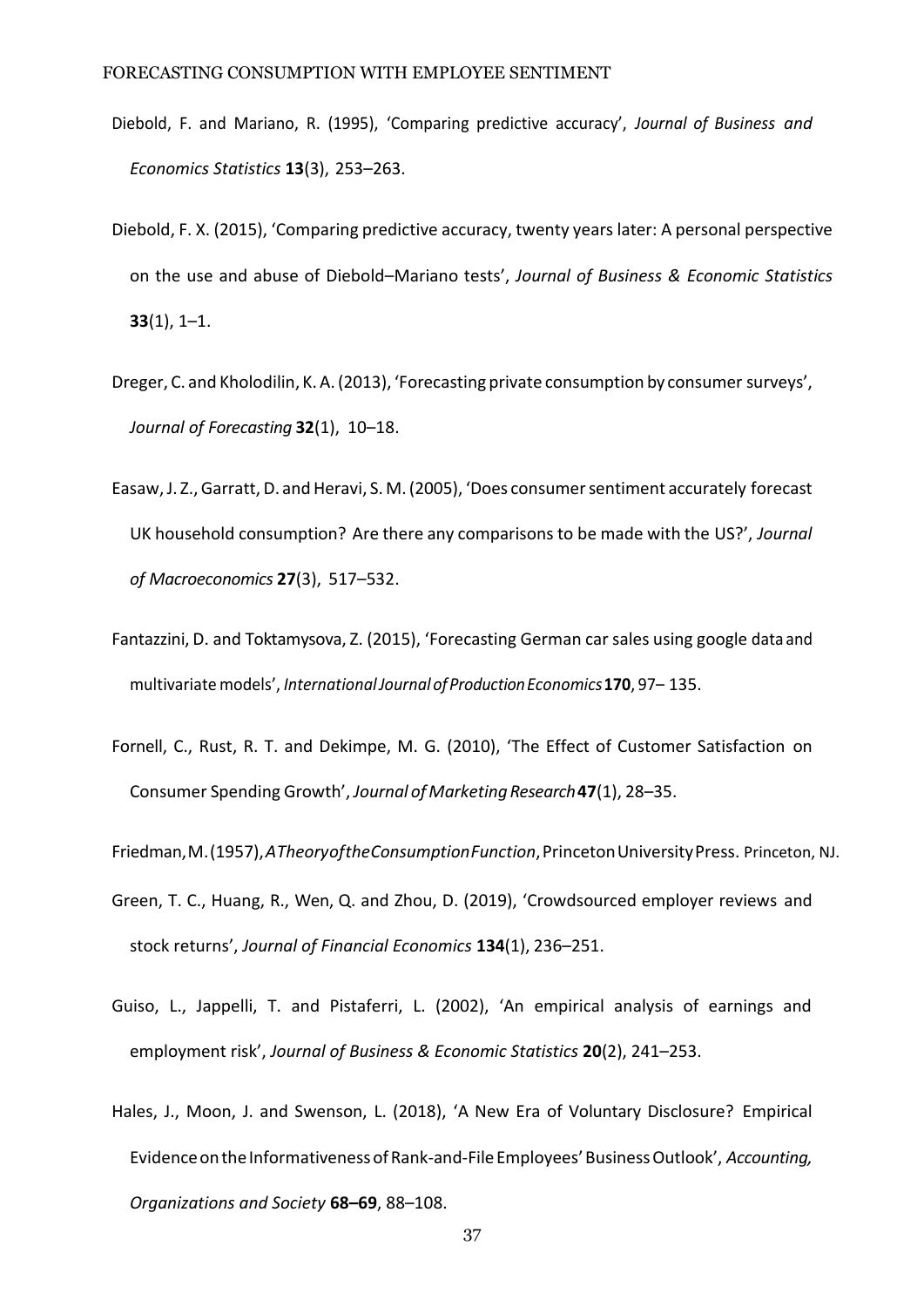Diebold, F. and Mariano, R. (1995), 'Comparing predictive accuracy', *Journal of Business and Economics Statistics* **13**(3), 253–263.

Diebold, F. X. (2015), 'Comparing predictive accuracy, twenty years later: A personal perspective on the use and abuse of Diebold–Mariano tests', *Journal of Business & Economic Statistics* **33**(1), 1–1.

Dreger, C. and Kholodilin, K. A. (2013), 'Forecasting private consumption by consumer surveys', *Journal of Forecasting* **32**(1), 10–18.

Easaw, J. Z., Garratt, D. and Heravi, S. M. (2005), 'Does consumer sentiment accurately forecast UK household consumption? Are there any comparisons to be made with the US?', *Journal of Macroeconomics* **27**(3), 517–532.

Fantazzini, D. and Toktamysova, Z. (2015), 'Forecasting German car sales using google data and multivariate models', *International Journal of Production Economics* **170**, 97– 135.

Fornell, C., Rust, R. T. and Dekimpe, M. G. (2010), 'The Effect of Customer Satisfaction on Consumer Spending Growth', *Journal of Marketing Research* **47**(1), 28–35.

Friedman, M. (1957), *A Theory of the Consumption Function*, Princeton University Press. Princeton, NJ.

Green, T. C., Huang, R., Wen, Q. and Zhou, D. (2019), 'Crowdsourced employer reviews and stock returns', *Journal of Financial Economics* **134**(1), 236–251.

Guiso, L., Jappelli, T. and Pistaferri, L. (2002), 'An empirical analysis of earnings and employment risk', *Journal of Business & Economic Statistics* **20**(2), 241–253.

Hales, J., Moon, J. and Swenson, L. (2018), 'A New Era of Voluntary Disclosure? Empirical Evidence on the Informativeness of Rank-and-File Employees' Business Outlook', *Accounting, Organizations and Society* **68–69**, 88–108.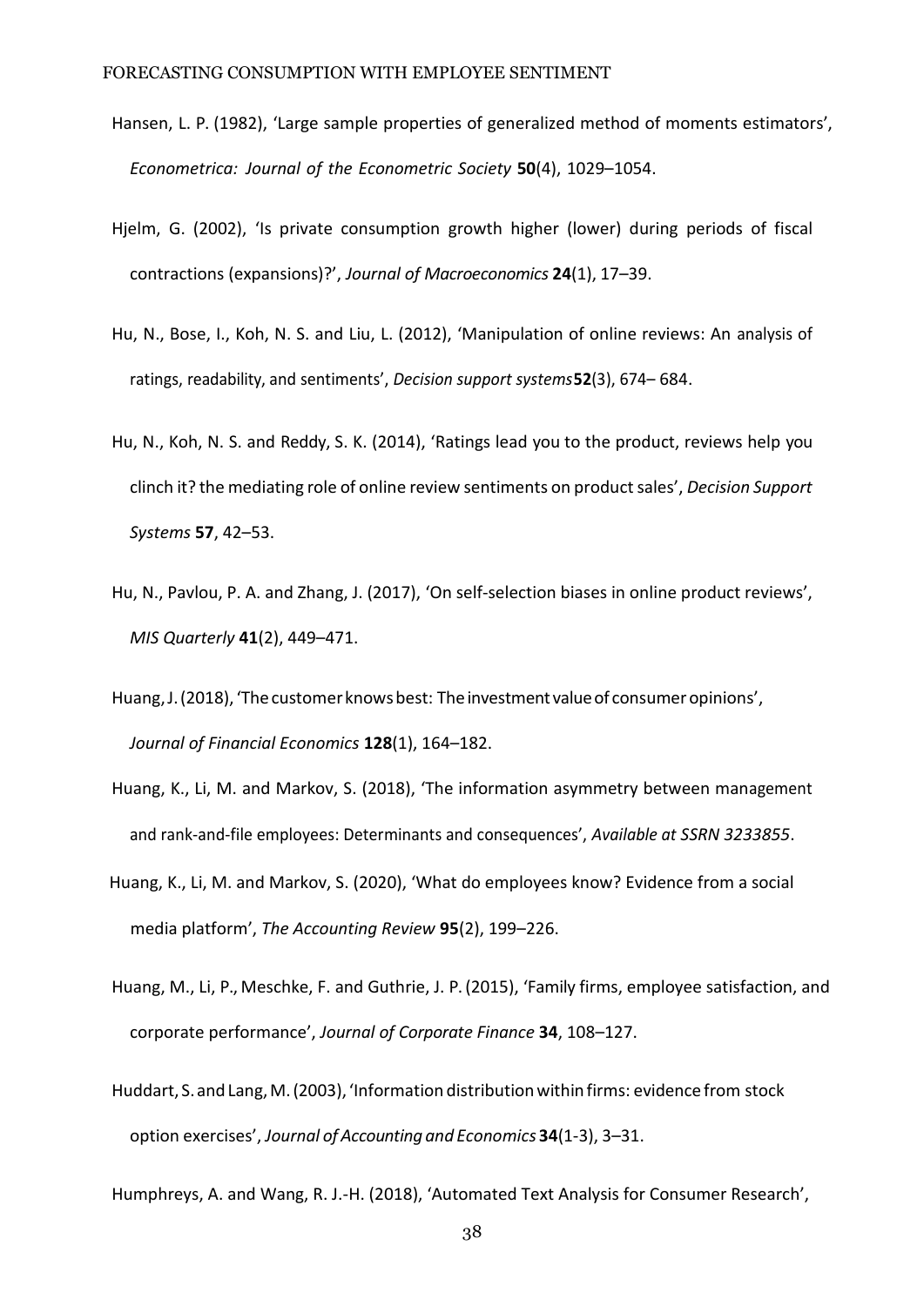Hansen, L. P. (1982), 'Large sample properties of generalized method of moments estimators', *Econometrica: Journal of the Econometric Society* **50**(4), 1029–1054.

Hjelm, G. (2002), 'Is private consumption growth higher (lower) during periods of fiscal contractions (expansions)?', *Journal of Macroeconomics* **24**(1), 17–39.

Hu, N., Bose, I., Koh, N. S. and Liu, L. (2012), 'Manipulation of online reviews: An analysis of ratings, readability, and sentiments', *Decision support systems* **52**(3), 674– 684.

Hu, N., Koh, N. S. and Reddy, S. K. (2014), 'Ratings lead you to the product, reviews help you clinch it? the mediating role of online review sentiments on product sales', *Decision Support Systems* **57**, 42–53.

Hu, N., Pavlou, P. A. and Zhang, J. (2017), 'On self-selection biases in online product reviews', *MIS Quarterly* **41**(2), 449–471.

Huang, J. (2018), 'The customer knows best: The investment value of consumer opinions', *Journal of Financial Economics* **128**(1), 164–182.

Huang, K., Li, M. and Markov, S. (2018), 'The information asymmetry between management and rank-and-file employees: Determinants and consequences', *Available at SSRN 3233855*.

Huang, K., Li, M. and Markov, S. (2020), 'What do employees know? Evidence from a social media platform', *The Accounting Review* **95**(2), 199–226.

Huang, M., Li, P., Meschke, F. and Guthrie, J. P. (2015), 'Family firms, employee satisfaction, and corporate performance', *Journal of Corporate Finance* **34**, 108–127.

Huddart, S. and Lang, M. (2003), 'Information distribution within firms: evidence from stock option exercises', *Journal of Accounting and Economics* **34**(1-3), 3–31.

Humphreys, A. and Wang, R. J.-H. (2018), 'Automated Text Analysis for Consumer Research',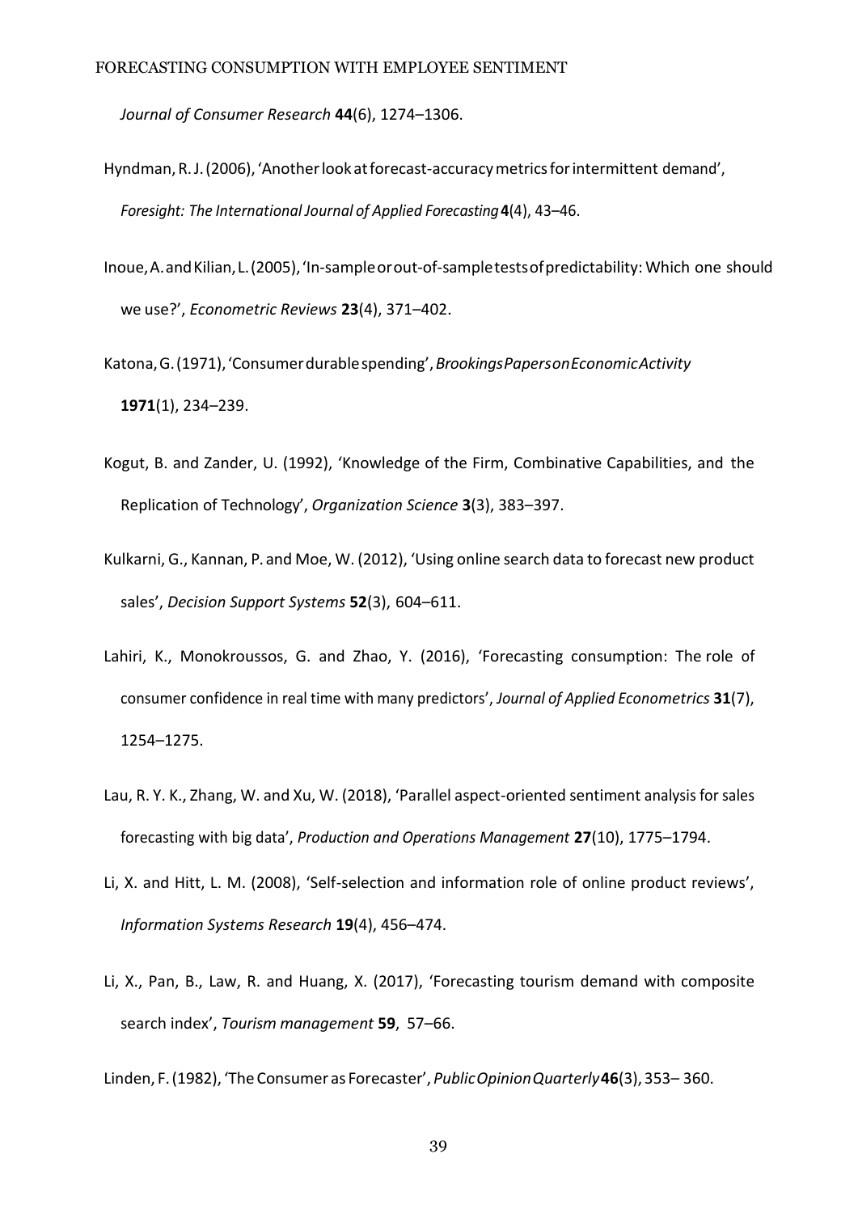*Journal of Consumer Research* **44**(6), 1274–1306.

Hyndman, R. J. (2006), 'Another look at forecast-accuracy metrics for intermittent demand', *Foresight: The International Journal of Applied Forecasting* **4**(4), 43–46.

Inoue, A. and Kilian, L. (2005), 'In-sample or out-of-sample tests of predictability: Which one should we use?', *Econometric Reviews* **23**(4), 371–402.

Katona, G. (1971), 'Consumer durable spending', *Brookings Papers on Economic Activity* **1971**(1), 234–239.

Kogut, B. and Zander, U. (1992), 'Knowledge of the Firm, Combinative Capabilities, and the Replication of Technology', *Organization Science* **3**(3), 383–397.

Kulkarni, G., Kannan, P. and Moe, W. (2012), 'Using online search data to forecast new product sales', *Decision Support Systems* **52**(3), 604–611.

Lahiri, K., Monokroussos, G. and Zhao, Y. (2016), 'Forecasting consumption: The role of consumer confidence in real time with many predictors', *Journal of Applied Econometrics* **31**(7), 1254–1275.

Lau, R. Y. K., Zhang, W. and Xu, W. (2018), 'Parallel aspect-oriented sentiment analysis for sales forecasting with big data', *Production and Operations Management* **27**(10), 1775–1794.

Li, X. and Hitt, L. M. (2008), 'Self-selection and information role of online product reviews', *Information Systems Research* **19**(4), 456–474.

Li, X., Pan, B., Law, R. and Huang, X. (2017), 'Forecasting tourism demand with composite search index', *Tourism management* **59**, 57–66.

Linden, F. (1982), 'The Consumer as Forecaster', *Public Opinion Quarterly* **46**(3), 353– 360.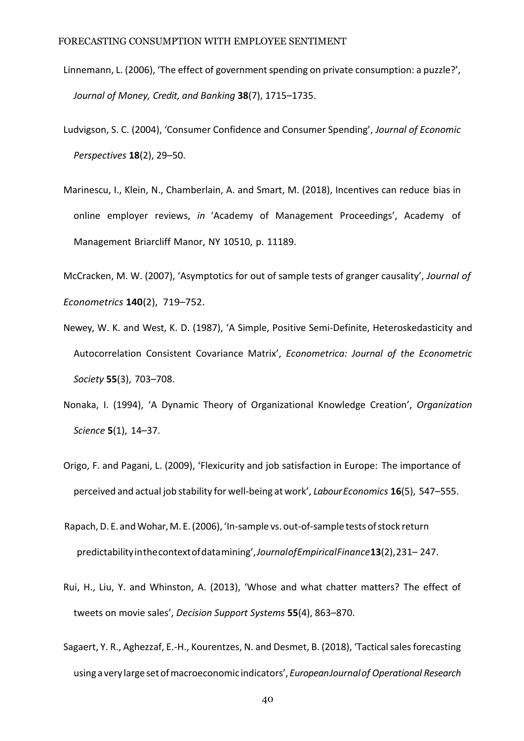Linnemann, L. (2006), 'The effect of government spending on private consumption: a puzzle?', *Journal of Money, Credit, and Banking* **38**(7), 1715–1735.

Ludvigson, S. C. (2004), 'Consumer Confidence and Consumer Spending', *Journal of Economic Perspectives* **18**(2), 29–50.

Marinescu, I., Klein, N., Chamberlain, A. and Smart, M. (2018), Incentives can reduce bias in online employer reviews, *in* 'Academy of Management Proceedings', Academy of Management Briarcliff Manor, NY 10510, p. 11189.

McCracken, M. W. (2007), 'Asymptotics for out of sample tests of granger causality', *Journal of Econometrics* **140**(2), 719–752.

Newey, W. K. and West, K. D. (1987), 'A Simple, Positive Semi-Definite, Heteroskedasticity and Autocorrelation Consistent Covariance Matrix', *Econometrica: Journal of the Econometric Society* **55**(3), 703–708.

Nonaka, I. (1994), 'A Dynamic Theory of Organizational Knowledge Creation', *Organization Science* **5**(1), 14–37.

Origo, F. and Pagani, L. (2009), 'Flexicurity and job satisfaction in Europe: The importance of perceived and actual job stability for well-being at work', *Labour Economics* **16**(5), 547–555.

Rapach, D. E. and Wohar, M. E. (2006), 'In-sample vs. out-of-sample tests of stock return predictability in the context of data mining', *Journal of Empirical Finance* **13**(2), 231– 247.

Rui, H., Liu, Y. and Whinston, A. (2013), 'Whose and what chatter matters? The effect of tweets on movie sales', *Decision Support Systems* **55**(4), 863–870.

Sagaert, Y. R., Aghezzaf, E.-H., Kourentzes, N. and Desmet, B. (2018), 'Tactical sales forecasting using a very large set of macroeconomic indicators', *European Journal of Operational Research*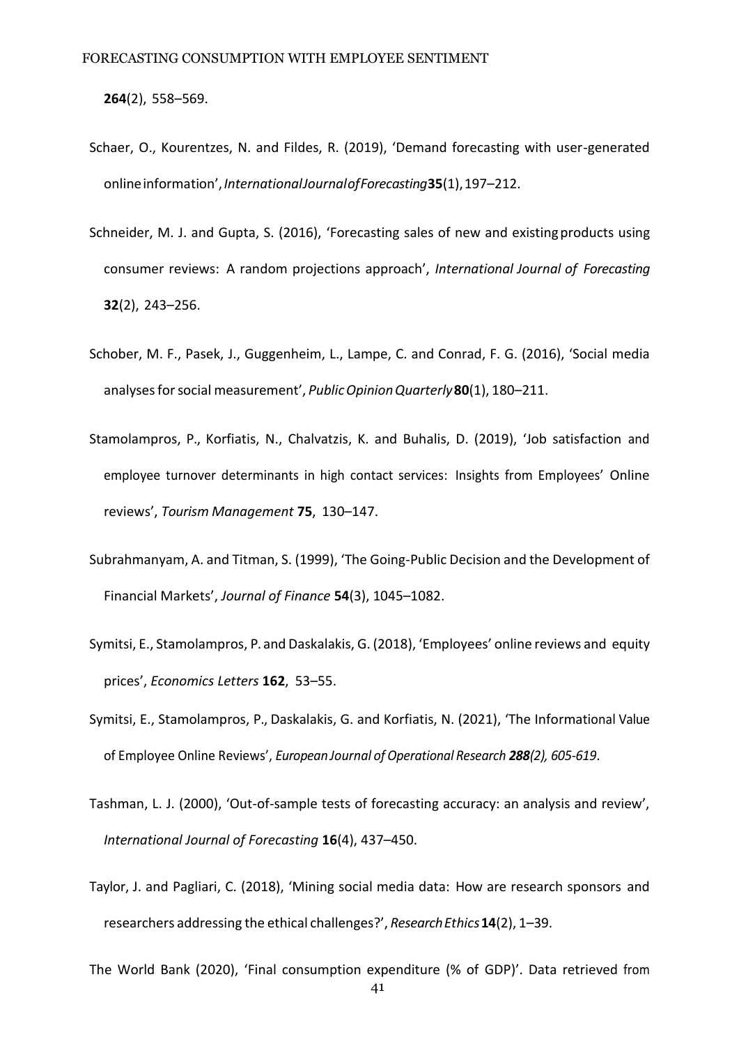**264**(2), 558–569.

Schaer, O., Kourentzes, N. and Fildes, R. (2019), 'Demand forecasting with user-generated online information', *International Journal of Forecasting* **35**(1), 197–212.

Schneider, M. J. and Gupta, S. (2016), 'Forecasting sales of new and existing products using consumer reviews: A random projections approach', *International Journal of Forecasting* **32**(2), 243–256.

Schober, M. F., Pasek, J., Guggenheim, L., Lampe, C. and Conrad, F. G. (2016), 'Social media analyses for social measurement', *Public Opinion Quarterly* **80**(1), 180–211.

Stamolampros, P., Korfiatis, N., Chalvatzis, K. and Buhalis, D. (2019), 'Job satisfaction and employee turnover determinants in high contact services: Insights from Employees' Online reviews', *Tourism Management* **75**, 130–147.

Subrahmanyam, A. and Titman, S. (1999), 'The Going-Public Decision and the Development of Financial Markets', *Journal of Finance* **54**(3), 1045–1082.

Symitsi, E., Stamolampros, P. and Daskalakis, G. (2018), 'Employees' online reviews and equity prices', *Economics Letters* **162**, 53–55.

Symitsi, E., Stamolampros, P., Daskalakis, G. and Korfiatis, N. (2021), 'The Informational Value of Employee Online Reviews', *European Journal of Operational Research **288**(2), 605-619*.

Tashman, L. J. (2000), 'Out-of-sample tests of forecasting accuracy: an analysis and review', *International Journal of Forecasting* **16**(4), 437–450.

Taylor, J. and Pagliari, C. (2018), 'Mining social media data: How are research sponsors and researchers addressing the ethical challenges?', *Research Ethics* **14**(2), 1–39.

The World Bank (2020), 'Final consumption expenditure (% of GDP)'. Data retrieved from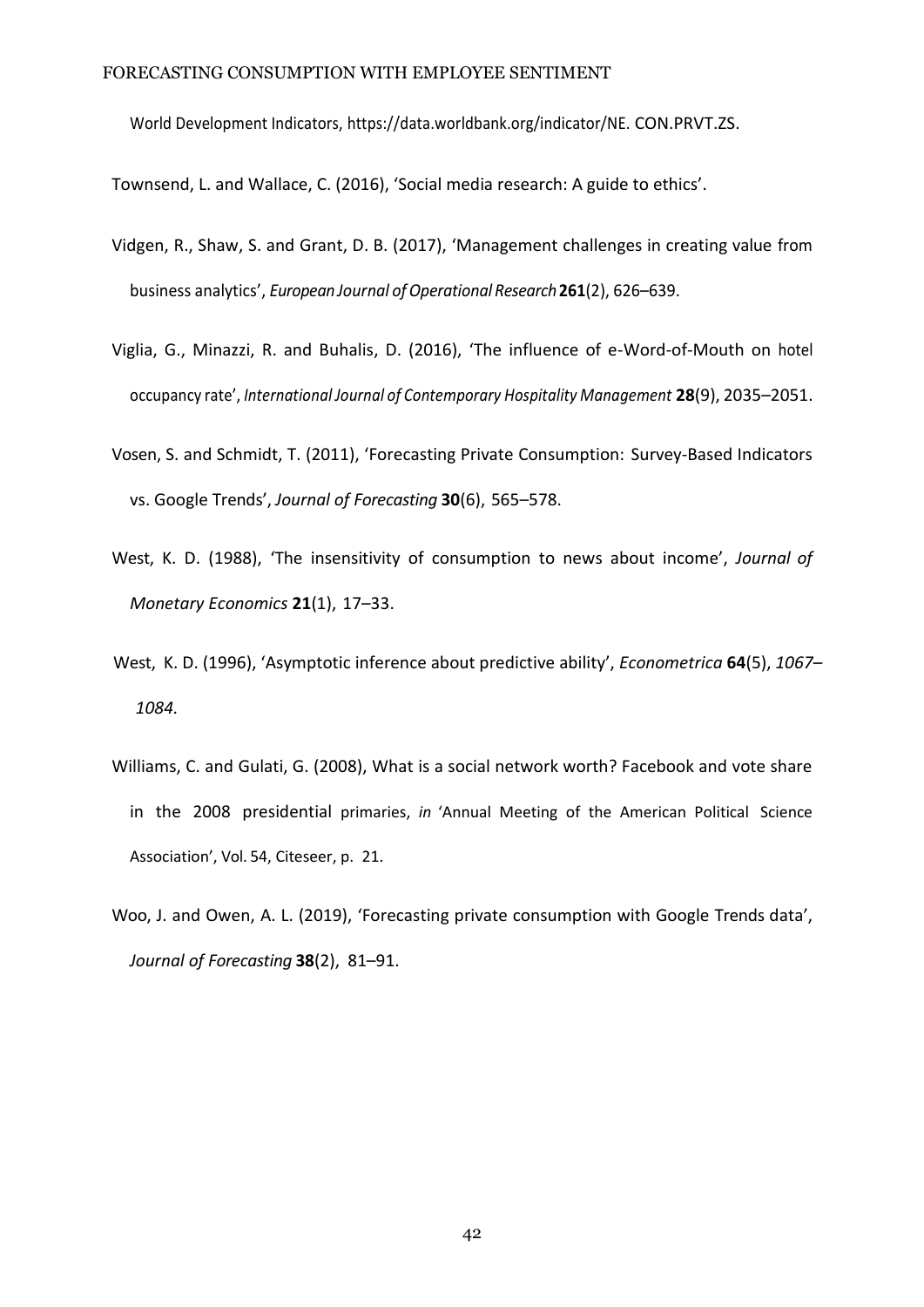World Development Indicators, https://data.worldbank.org/indicator/NE. CON.PRVT.ZS.

Townsend, L. and Wallace, C. (2016), 'Social media research: A guide to ethics'.

Vidgen, R., Shaw, S. and Grant, D. B. (2017), 'Management challenges in creating value from business analytics', *European Journal of Operational Research* **261**(2), 626–639.

Viglia, G., Minazzi, R. and Buhalis, D. (2016), 'The influence of e-Word-of-Mouth on hotel occupancy rate', *International Journal of Contemporary Hospitality Management* **28**(9), 2035–2051.

Vosen, S. and Schmidt, T. (2011), 'Forecasting Private Consumption: Survey-Based Indicators vs. Google Trends', *Journal of Forecasting* **30**(6), 565–578.

West, K. D. (1988), 'The insensitivity of consumption to news about income', *Journal of Monetary Economics* **21**(1), 17–33.

West, K. D. (1996), 'Asymptotic inference about predictive ability', *Econometrica* **64**(5), *1067–1084.*

Williams, C. and Gulati, G. (2008), What is a social network worth? Facebook and vote share in the 2008 presidential primaries, *in* 'Annual Meeting of the American Political Science Association', Vol. 54, Citeseer, p. 21.

Woo, J. and Owen, A. L. (2019), 'Forecasting private consumption with Google Trends data', *Journal of Forecasting* **38**(2), 81–91.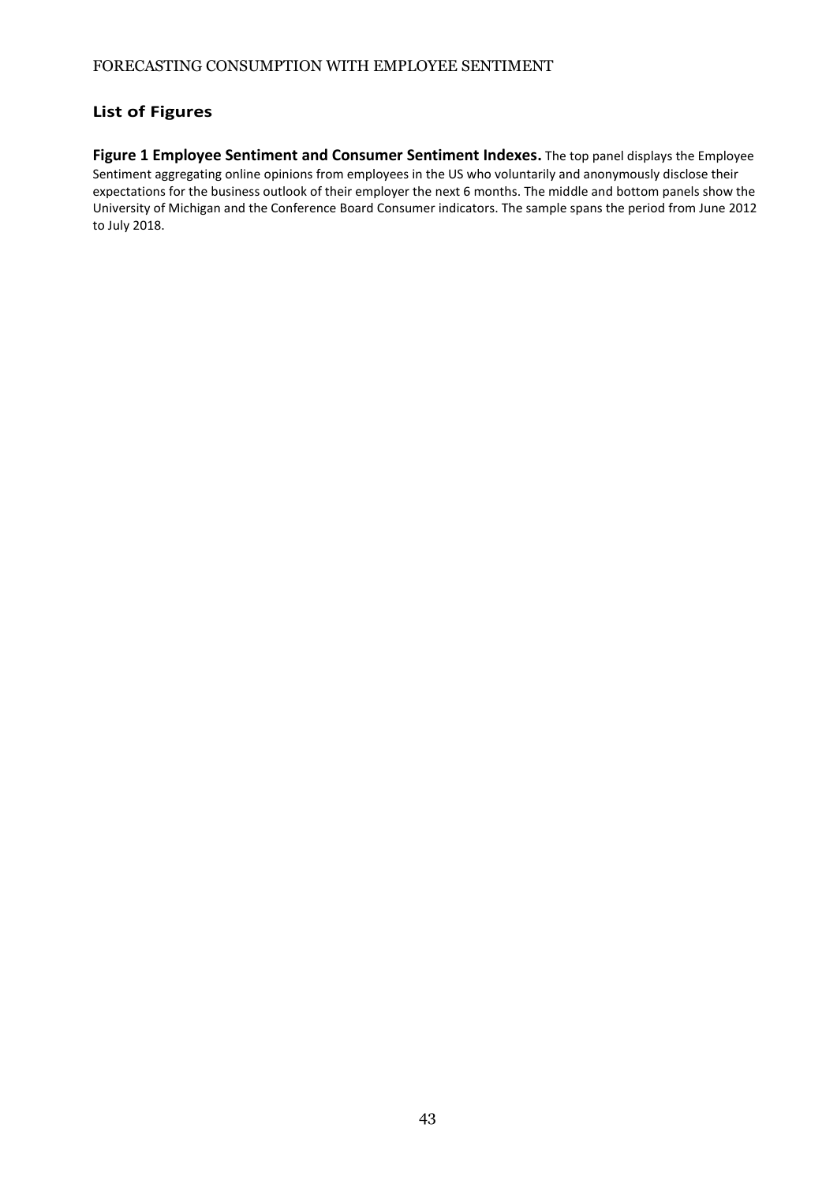## List of Figures

**Figure 1 Employee Sentiment and Consumer Sentiment Indexes.** The top panel displays the Employee Sentiment aggregating online opinions from employees in the US who voluntarily and anonymously disclose their expectations for the business outlook of their employer the next 6 months. The middle and bottom panels show the University of Michigan and the Conference Board Consumer indicators. The sample spans the period from June 2012 to July 2018.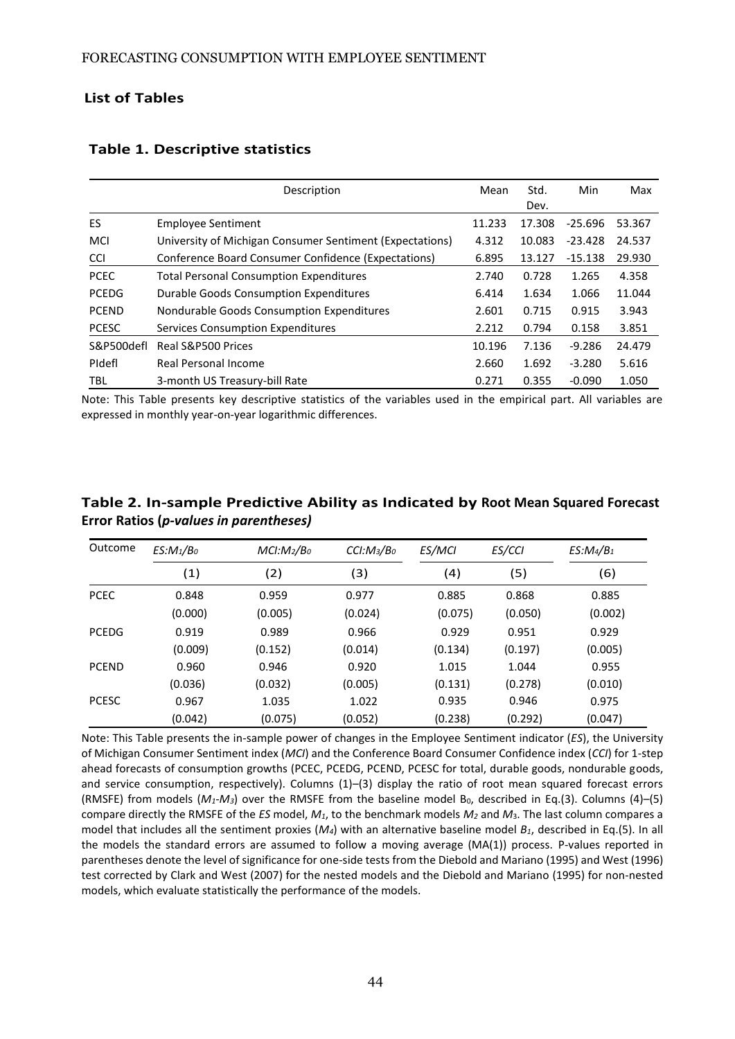## List of Tables

### Table 1. Descriptive statistics

| | Description | Mean | Std. Dev. | Min | Max |
|---|---|---|---|---|---|
| ES | Employee Sentiment | 11.233 | 17.308 | -25.696 | 53.367 |
| MCI | University of Michigan Consumer Sentiment (Expectations) | 4.312 | 10.083 | -23.428 | 24.537 |
| CCI | Conference Board Consumer Confidence (Expectations) | 6.895 | 13.127 | -15.138 | 29.930 |
| PCEC | Total Personal Consumption Expenditures | 2.740 | 0.728 | 1.265 | 4.358 |
| PCEDG | Durable Goods Consumption Expenditures | 6.414 | 1.634 | 1.066 | 11.044 |
| PCEND | Nondurable Goods Consumption Expenditures | 2.601 | 0.715 | 0.915 | 3.943 |
| PCESC | Services Consumption Expenditures | 2.212 | 0.794 | 0.158 | 3.851 |
| S&P500defl | Real S&P500 Prices | 10.196 | 7.136 | -9.286 | 24.479 |
| PIdefl | Real Personal Income | 2.660 | 1.692 | -3.280 | 5.616 |
| TBL | 3-month US Treasury-bill Rate | 0.271 | 0.355 | -0.090 | 1.050 |

Note: This Table presents key descriptive statistics of the variables used in the empirical part. All variables are expressed in monthly year-on-year logarithmic differences.

### Table 2. In-sample Predictive Ability as Indicated by Root Mean Squared Forecast Error Ratios (*p-values in parentheses)*

| Outcome | $ES{:}M_1/B_0$ | $MCI{:}M_2/B_0$ | $CCI{:}M_3/B_0$ | *ES/MCI* | *ES/CCI* | $ES{:}M_4/B_1$ |
|---|---|---|---|---|---|---|
| | (1) | (2) | (3) | (4) | (5) | (6) |
| PCEC | 0.848 | 0.959 | 0.977 | 0.885 | 0.868 | 0.885 |
| | (0.000) | (0.005) | (0.024) | (0.075) | (0.050) | (0.002) |
| PCEDG | 0.919 | 0.989 | 0.966 | 0.929 | 0.951 | 0.929 |
| | (0.009) | (0.152) | (0.014) | (0.134) | (0.197) | (0.005) |
| PCEND | 0.960 | 0.946 | 0.920 | 1.015 | 1.044 | 0.955 |
| | (0.036) | (0.032) | (0.005) | (0.131) | (0.278) | (0.010) |
| PCESC | 0.967 | 1.035 | 1.022 | 0.935 | 0.946 | 0.975 |
| | (0.042) | (0.075) | (0.052) | (0.238) | (0.292) | (0.047) |

Note: This Table presents the in-sample power of changes in the Employee Sentiment indicator (*ES*), the University of Michigan Consumer Sentiment index (*MCI*) and the Conference Board Consumer Confidence index (*CCI*) for 1-step ahead forecasts of consumption growths (PCEC, PCEDG, PCEND, PCESC for total, durable goods, nondurable goods, and service consumption, respectively). Columns (1)–(3) display the ratio of root mean squared forecast errors (RMSFE) from models ($M_1$-$M_3$) over the RMSFE from the baseline model $B_0$, described in Eq.(3). Columns (4)–(5) compare directly the RMSFE of the *ES* model, $M_1$, to the benchmark models $M_2$ and $M_3$. The last column compares a model that includes all the sentiment proxies ($M_4$) with an alternative baseline model $B_1$, described in Eq.(5). In all the models the standard errors are assumed to follow a moving average (MA(1)) process. P-values reported in parentheses denote the level of significance for one-side tests from the Diebold and Mariano (1995) and West (1996) test corrected by Clark and West (2007) for the nested models and the Diebold and Mariano (1995) for non-nested models, which evaluate statistically the performance of the models.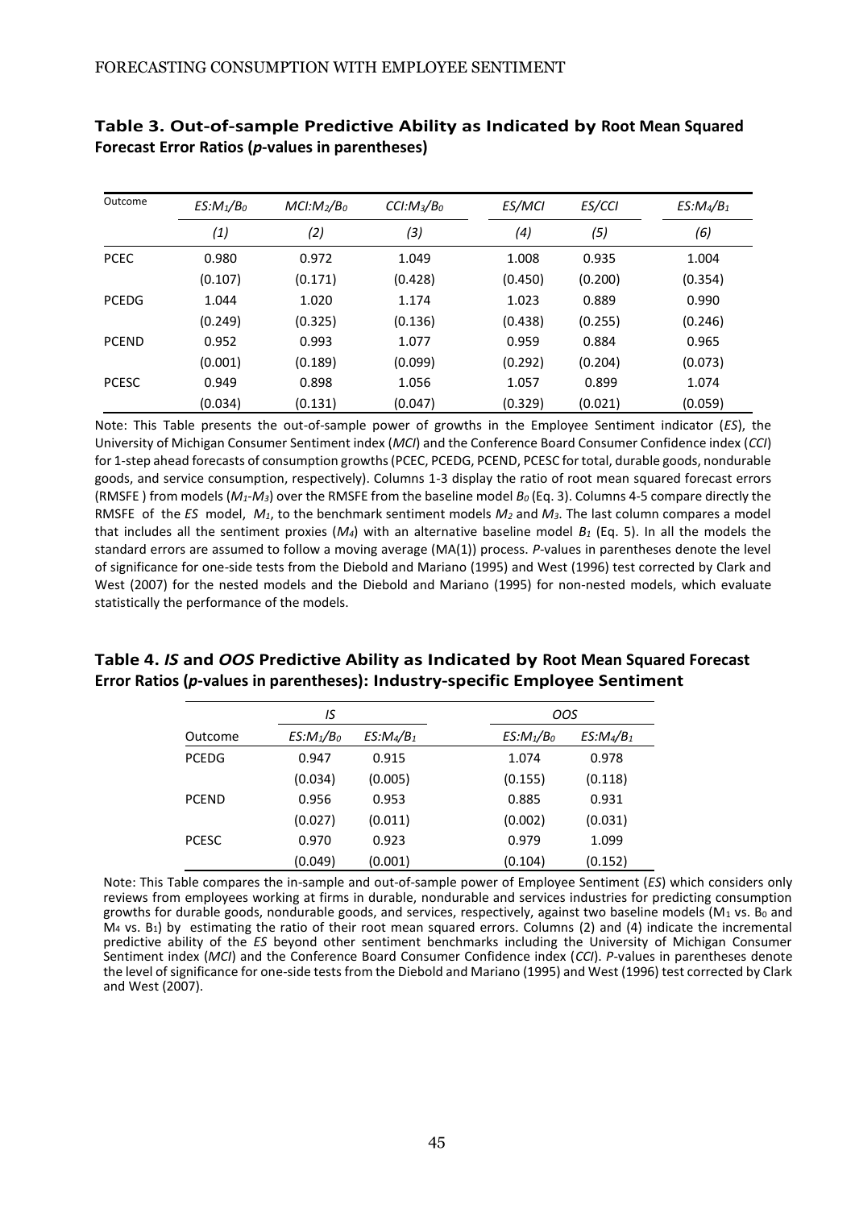**Table 3. Out-of-sample Predictive Ability as Indicated by Root Mean Squared Forecast Error Ratios (*p*-values in parentheses)**

| Outcome | $ES{:}M_1/B_0$ | $MCI{:}M_2/B_0$ | $CCI{:}M_3/B_0$ | $ES/MCI$ | $ES/CCI$ | $ES{:}M_4/B_1$ |
|---|---|---|---|---|---|---|
| | *(1)* | *(2)* | *(3)* | *(4)* | *(5)* | *(6)* |
| PCEC | 0.980 | 0.972 | 1.049 | 1.008 | 0.935 | 1.004 |
| | (0.107) | (0.171) | (0.428) | (0.450) | (0.200) | (0.354) |
| PCEDG | 1.044 | 1.020 | 1.174 | 1.023 | 0.889 | 0.990 |
| | (0.249) | (0.325) | (0.136) | (0.438) | (0.255) | (0.246) |
| PCEND | 0.952 | 0.993 | 1.077 | 0.959 | 0.884 | 0.965 |
| | (0.001) | (0.189) | (0.099) | (0.292) | (0.204) | (0.073) |
| PCESC | 0.949 | 0.898 | 1.056 | 1.057 | 0.899 | 1.074 |
| | (0.034) | (0.131) | (0.047) | (0.329) | (0.021) | (0.059) |

Note: This Table presents the out-of-sample power of growths in the Employee Sentiment indicator (*ES*), the University of Michigan Consumer Sentiment index (*MCI*) and the Conference Board Consumer Confidence index (*CCI*) for 1-step ahead forecasts of consumption growths (PCEC, PCEDG, PCEND, PCESC for total, durable goods, nondurable goods, and service consumption, respectively). Columns 1-3 display the ratio of root mean squared forecast errors (RMSFE ) from models ($M_1$-$M_3$) over the RMSFE from the baseline model $B_0$ (Eq. 3). Columns 4-5 compare directly the RMSFE of the *ES* model, $M_1$, to the benchmark sentiment models $M_2$ and $M_3$. The last column compares a model that includes all the sentiment proxies ($M_4$) with an alternative baseline model $B_1$ (Eq. 5). In all the models the standard errors are assumed to follow a moving average (MA(1)) process. *P*-values in parentheses denote the level of significance for one-side tests from the Diebold and Mariano (1995) and West (1996) test corrected by Clark and West (2007) for the nested models and the Diebold and Mariano (1995) for non-nested models, which evaluate statistically the performance of the models.

**Table 4. *IS* and *OOS* Predictive Ability as Indicated by Root Mean Squared Forecast Error Ratios (*p*-values in parentheses): Industry-specific Employee Sentiment**

| | *IS* | | *OOS* | |
|---|---|---|---|---|
| Outcome | $ES{:}M_1/B_0$ | $ES{:}M_4/B_1$ | $ES{:}M_1/B_0$ | $ES{:}M_4/B_1$ |
| PCEDG | 0.947 | 0.915 | 1.074 | 0.978 |
| | (0.034) | (0.005) | (0.155) | (0.118) |
| PCEND | 0.956 | 0.953 | 0.885 | 0.931 |
| | (0.027) | (0.011) | (0.002) | (0.031) |
| PCESC | 0.970 | 0.923 | 0.979 | 1.099 |
| | (0.049) | (0.001) | (0.104) | (0.152) |

Note: This Table compares the in-sample and out-of-sample power of Employee Sentiment (*ES*) which considers only reviews from employees working at firms in durable, nondurable and services industries for predicting consumption growths for durable goods, nondurable goods, and services, respectively, against two baseline models ($M_1$ vs. $B_0$ and $M_4$ vs. $B_1$) by estimating the ratio of their root mean squared errors. Columns (2) and (4) indicate the incremental predictive ability of the *ES* beyond other sentiment benchmarks including the University of Michigan Consumer Sentiment index (*MCI*) and the Conference Board Consumer Confidence index (*CCI*). *P*-values in parentheses denote the level of significance for one-side tests from the Diebold and Mariano (1995) and West (1996) test corrected by Clark and West (2007).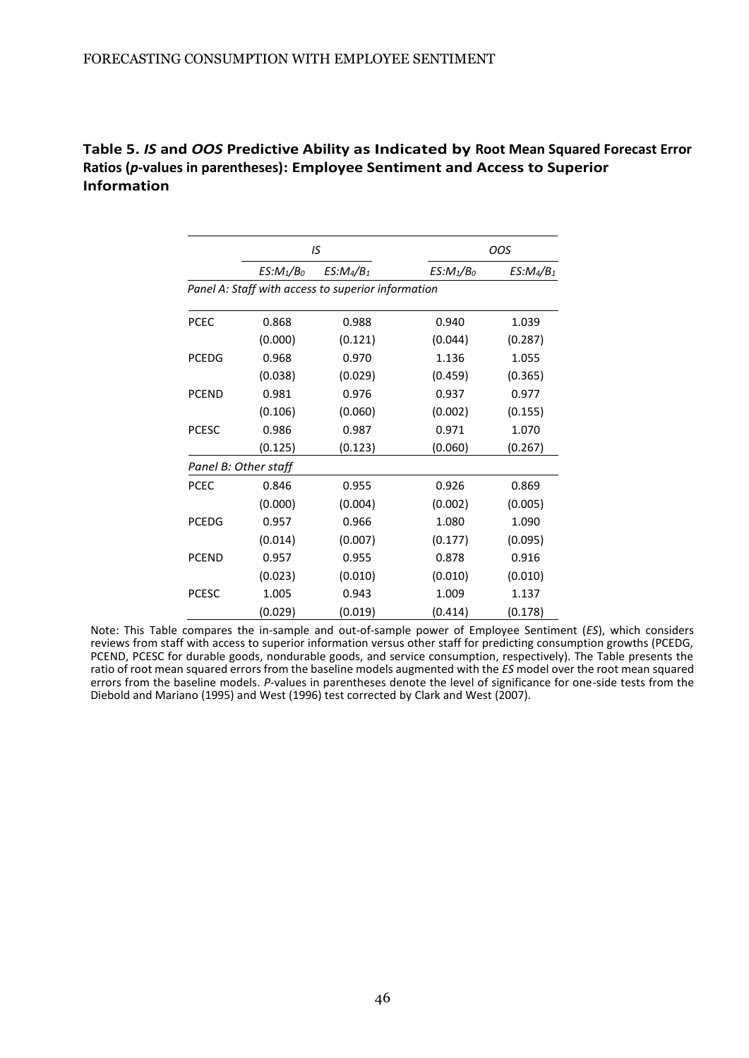**Table 5. *IS* and *OOS* Predictive Ability as Indicated by Root Mean Squared Forecast Error Ratios (*p*-values in parentheses): Employee Sentiment and Access to Superior Information**

| | *IS* | | *OOS* | |
|---|---|---|---|---|
| | $ES{:}M_1/B_0$ | $ES{:}M_4/B_1$ | $ES{:}M_1/B_0$ | $ES{:}M_4/B_1$ |
| *Panel A: Staff with access to superior information* | | | | |
| PCEC | 0.868 | 0.988 | 0.940 | 1.039 |
| | (0.000) | (0.121) | (0.044) | (0.287) |
| PCEDG | 0.968 | 0.970 | 1.136 | 1.055 |
| | (0.038) | (0.029) | (0.459) | (0.365) |
| PCEND | 0.981 | 0.976 | 0.937 | 0.977 |
| | (0.106) | (0.060) | (0.002) | (0.155) |
| PCESC | 0.986 | 0.987 | 0.971 | 1.070 |
| | (0.125) | (0.123) | (0.060) | (0.267) |
| *Panel B: Other staff* | | | | |
| PCEC | 0.846 | 0.955 | 0.926 | 0.869 |
| | (0.000) | (0.004) | (0.002) | (0.005) |
| PCEDG | 0.957 | 0.966 | 1.080 | 1.090 |
| | (0.014) | (0.007) | (0.177) | (0.095) |
| PCEND | 0.957 | 0.955 | 0.878 | 0.916 |
| | (0.023) | (0.010) | (0.010) | (0.010) |
| PCESC | 1.005 | 0.943 | 1.009 | 1.137 |
| | (0.029) | (0.019) | (0.414) | (0.178) |

Note: This Table compares the in-sample and out-of-sample power of Employee Sentiment (*ES*), which considers reviews from staff with access to superior information versus other staff for predicting consumption growths (PCEDG, PCEND, PCESC for durable goods, nondurable goods, and service consumption, respectively). The Table presents the ratio of root mean squared errors from the baseline models augmented with the *ES* model over the root mean squared errors from the baseline models. *P*-values in parentheses denote the level of significance for one-side tests from the Diebold and Mariano (1995) and West (1996) test corrected by Clark and West (2007).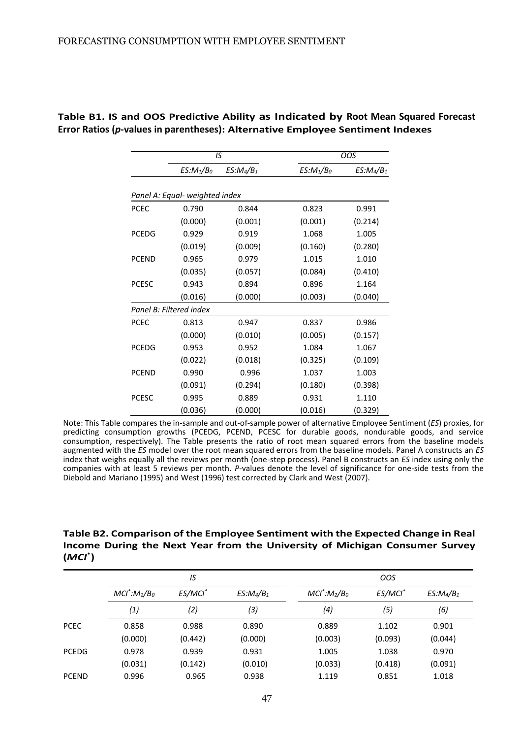**Table B1. IS and OOS Predictive Ability as Indicated by Root Mean Squared Forecast Error Ratios (*p*-values in parentheses): Alternative Employee Sentiment Indexes**

| | *IS* | | *OOS* | |
|---|---|---|---|---|
| | $ES{:}M_1/B_0$ | $ES{:}M_4/B_1$ | $ES{:}M_1/B_0$ | $ES{:}M_4/B_1$ |
| *Panel A: Equal- weighted index* | | | | |
| PCEC | 0.790 | 0.844 | 0.823 | 0.991 |
| | (0.000) | (0.001) | (0.001) | (0.214) |
| PCEDG | 0.929 | 0.919 | 1.068 | 1.005 |
| | (0.019) | (0.009) | (0.160) | (0.280) |
| PCEND | 0.965 | 0.979 | 1.015 | 1.010 |
| | (0.035) | (0.057) | (0.084) | (0.410) |
| PCESC | 0.943 | 0.894 | 0.896 | 1.164 |
| | (0.016) | (0.000) | (0.003) | (0.040) |
| *Panel B: Filtered index* | | | | |
| PCEC | 0.813 | 0.947 | 0.837 | 0.986 |
| | (0.000) | (0.010) | (0.005) | (0.157) |
| PCEDG | 0.953 | 0.952 | 1.084 | 1.067 |
| | (0.022) | (0.018) | (0.325) | (0.109) |
| PCEND | 0.990 | 0.996 | 1.037 | 1.003 |
| | (0.091) | (0.294) | (0.180) | (0.398) |
| PCESC | 0.995 | 0.889 | 0.931 | 1.110 |
| | (0.036) | (0.000) | (0.016) | (0.329) |

Note: This Table compares the in-sample and out-of-sample power of alternative Employee Sentiment (*ES*) proxies, for predicting consumption growths (PCEDG, PCEND, PCESC for durable goods, nondurable goods, and service consumption, respectively). The Table presents the ratio of root mean squared errors from the baseline models augmented with the *ES* model over the root mean squared errors from the baseline models. Panel A constructs an *ES* index that weighs equally all the reviews per month (one-step process). Panel B constructs an *ES* index using only the companies with at least 5 reviews per month. *P*-values denote the level of significance for one-side tests from the Diebold and Mariano (1995) and West (1996) test corrected by Clark and West (2007).

**Table B2. Comparison of the Employee Sentiment with the Expected Change in Real Income During the Next Year from the University of Michigan Consumer Survey ($MCI^*$)**

| | *IS* | | | *OOS* | | |
|---|---|---|---|---|---|---|
| | $MCI^*{:}M_2/B_0$ | $ES/MCI^*$ | $ES{:}M_4/B_1$ | $MCI^*{:}M_2/B_0$ | $ES/MCI^*$ | $ES{:}M_4/B_1$ |
| | *(1)* | *(2)* | *(3)* | *(4)* | *(5)* | *(6)* |
| PCEC | 0.858 | 0.988 | 0.890 | 0.889 | 1.102 | 0.901 |
| | (0.000) | (0.442) | (0.000) | (0.003) | (0.093) | (0.044) |
| PCEDG | 0.978 | 0.939 | 0.931 | 1.005 | 1.038 | 0.970 |
| | (0.031) | (0.142) | (0.010) | (0.033) | (0.418) | (0.091) |
| PCEND | 0.996 | 0.965 | 0.938 | 1.119 | 0.851 | 1.018 |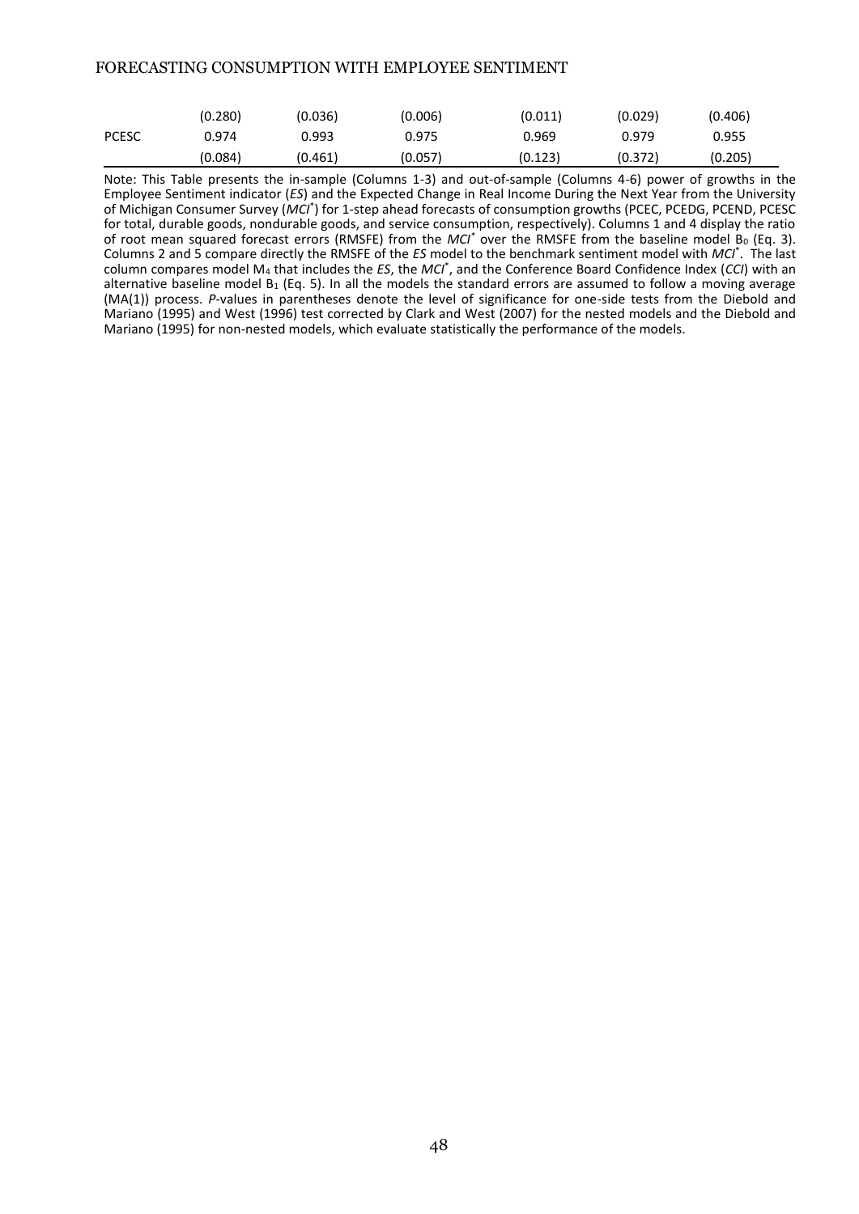| | | | | | | |
|---|---|---|---|---|---|---|
| | (0.280) | (0.036) | (0.006) | (0.011) | (0.029) | (0.406) |
| PCESC | 0.974 | 0.993 | 0.975 | 0.969 | 0.979 | 0.955 |
| | (0.084) | (0.461) | (0.057) | (0.123) | (0.372) | (0.205) |

Note: This Table presents the in-sample (Columns 1-3) and out-of-sample (Columns 4-6) power of growths in the Employee Sentiment indicator (*ES*) and the Expected Change in Real Income During the Next Year from the University of Michigan Consumer Survey ($MCI^*$) for 1-step ahead forecasts of consumption growths (PCEC, PCEDG, PCEND, PCESC for total, durable goods, nondurable goods, and service consumption, respectively). Columns 1 and 4 display the ratio of root mean squared forecast errors (RMSFE) from the $MCI^*$ over the RMSFE from the baseline model $B_0$ (Eq. 3). Columns 2 and 5 compare directly the RMSFE of the *ES* model to the benchmark sentiment model with $MCI^*$. The last column compares model $M_4$ that includes the *ES*, the $MCI^*$, and the Conference Board Confidence Index (*CCI*) with an alternative baseline model $B_1$ (Eq. 5). In all the models the standard errors are assumed to follow a moving average (MA(1)) process. *P*-values in parentheses denote the level of significance for one-side tests from the Diebold and Mariano (1995) and West (1996) test corrected by Clark and West (2007) for the nested models and the Diebold and Mariano (1995) for non-nested models, which evaluate statistically the performance of the models.